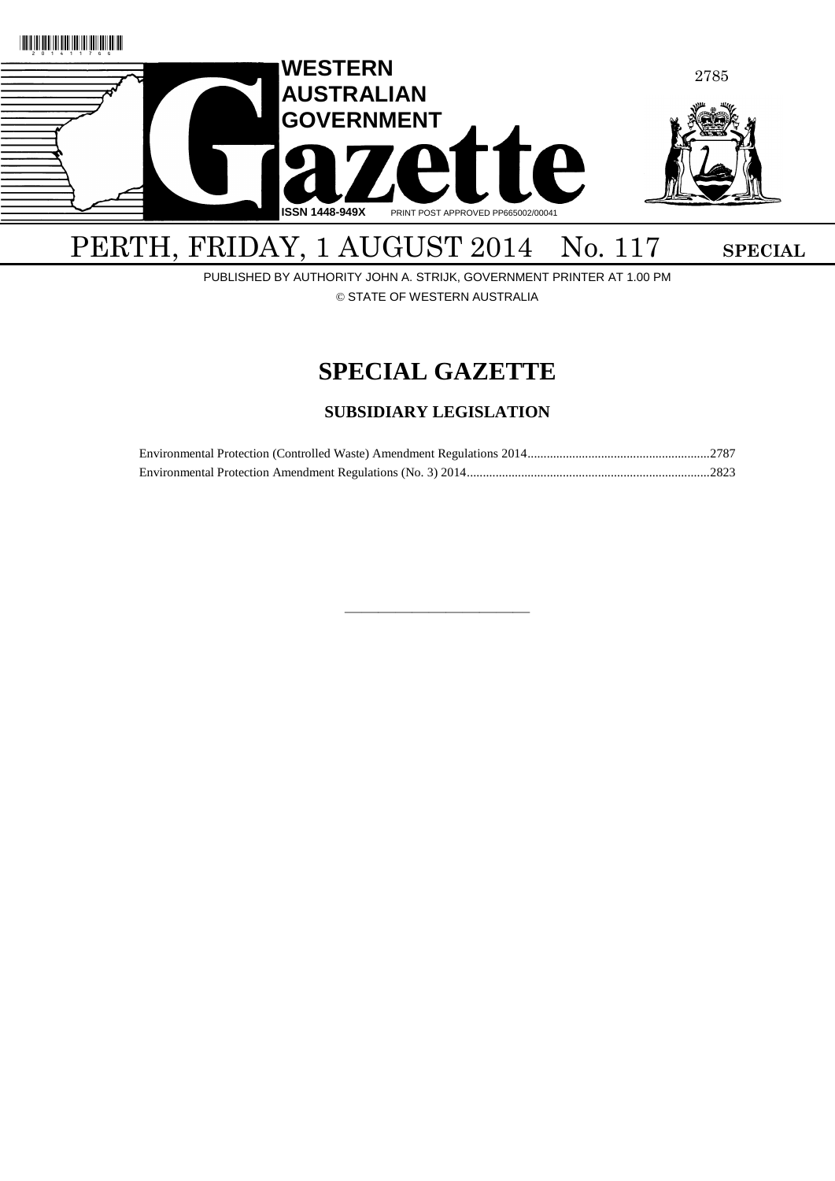# WESTERN AUSTRALIAN GOVERNMENT Gazette

ISSN 1448-949X PRINT POST APPROVED PP665002/00041

PERTH, FRIDAY, 1 AUGUST 2014 No. 117 **SPECIAL**

PUBLISHED BY AUTHORITY JOHN A. STRIJK, GOVERNMENT PRINTER AT 1.00 PM

© STATE OF WESTERN AUSTRALIA

## SPECIAL GAZETTE

### SUBSIDIARY LEGISLATION

Environmental Protection (Controlled Waste) Amendment Regulations 2014 ........................................................ 2787

Environmental Protection Amendment Regulations (No. 3) 2014 .......................................................................... 2823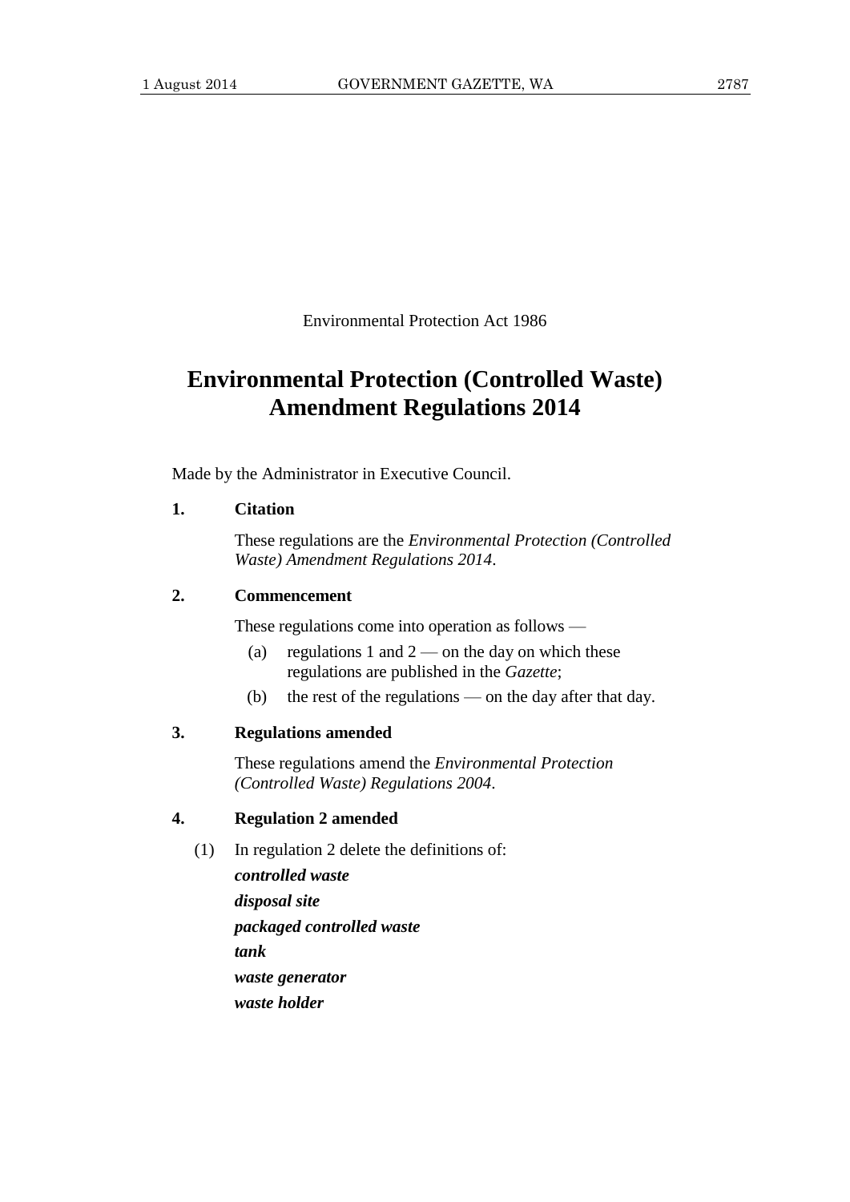Environmental Protection Act 1986

# Environmental Protection (Controlled Waste) Amendment Regulations 2014

Made by the Administrator in Executive Council.

**1. Citation**

These regulations are the *Environmental Protection (Controlled Waste) Amendment Regulations 2014*.

**2. Commencement**

These regulations come into operation as follows —

(a) regulations 1 and 2 — on the day on which these regulations are published in the *Gazette*;

(b) the rest of the regulations — on the day after that day.

**3. Regulations amended**

These regulations amend the *Environmental Protection (Controlled Waste) Regulations 2004*.

**4. Regulation 2 amended**

(1) In regulation 2 delete the definitions of:

***controlled waste***

***disposal site***

***packaged controlled waste***

***tank***

***waste generator***

***waste holder***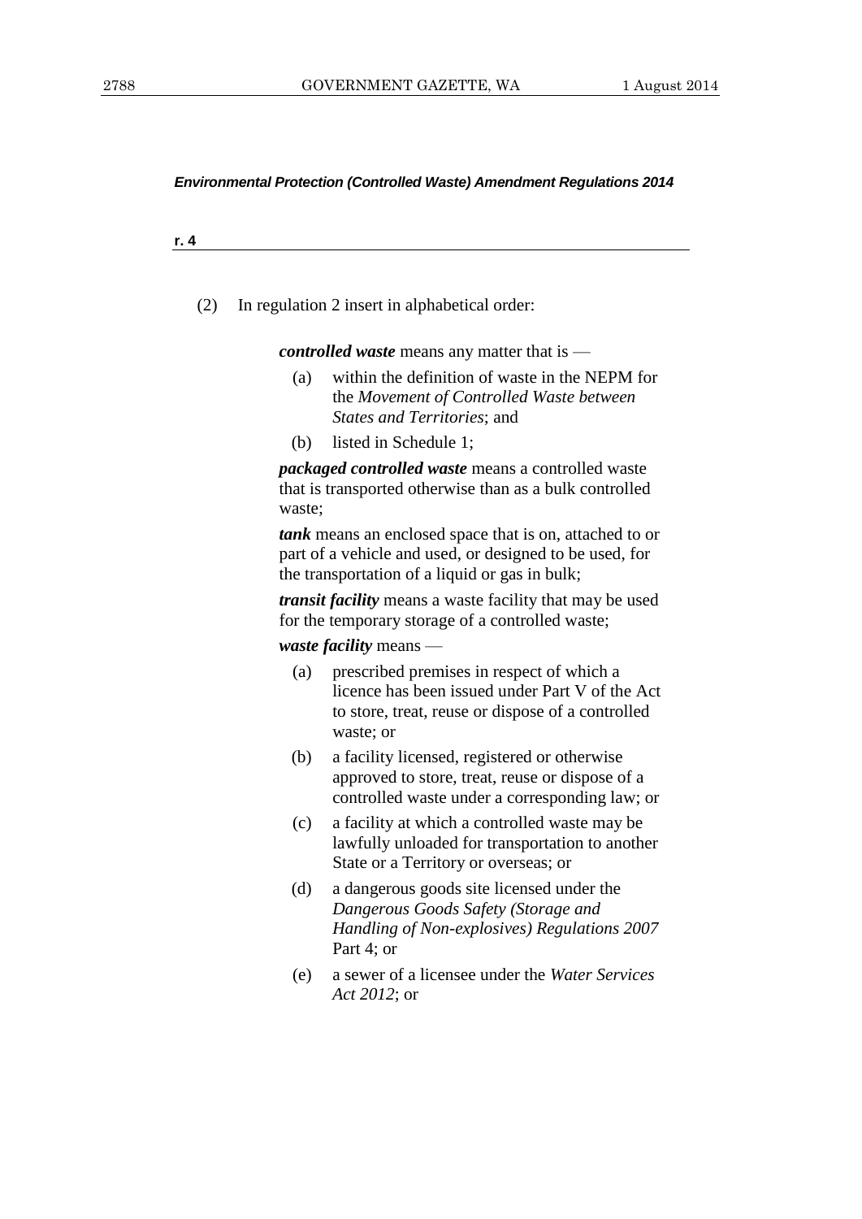(2) In regulation 2 insert in alphabetical order:

***controlled waste*** means any matter that is —

- (a) within the definition of waste in the NEPM for the *Movement of Controlled Waste between States and Territories*; and
- (b) listed in Schedule 1;

***packaged controlled waste*** means a controlled waste that is transported otherwise than as a bulk controlled waste;

***tank*** means an enclosed space that is on, attached to or part of a vehicle and used, or designed to be used, for the transportation of a liquid or gas in bulk;

***transit facility*** means a waste facility that may be used for the temporary storage of a controlled waste;

***waste facility*** means —

- (a) prescribed premises in respect of which a licence has been issued under Part V of the Act to store, treat, reuse or dispose of a controlled waste; or
- (b) a facility licensed, registered or otherwise approved to store, treat, reuse or dispose of a controlled waste under a corresponding law; or
- (c) a facility at which a controlled waste may be lawfully unloaded for transportation to another State or a Territory or overseas; or
- (d) a dangerous goods site licensed under the *Dangerous Goods Safety (Storage and Handling of Non-explosives) Regulations 2007* Part 4; or
- (e) a sewer of a licensee under the *Water Services Act 2012*; or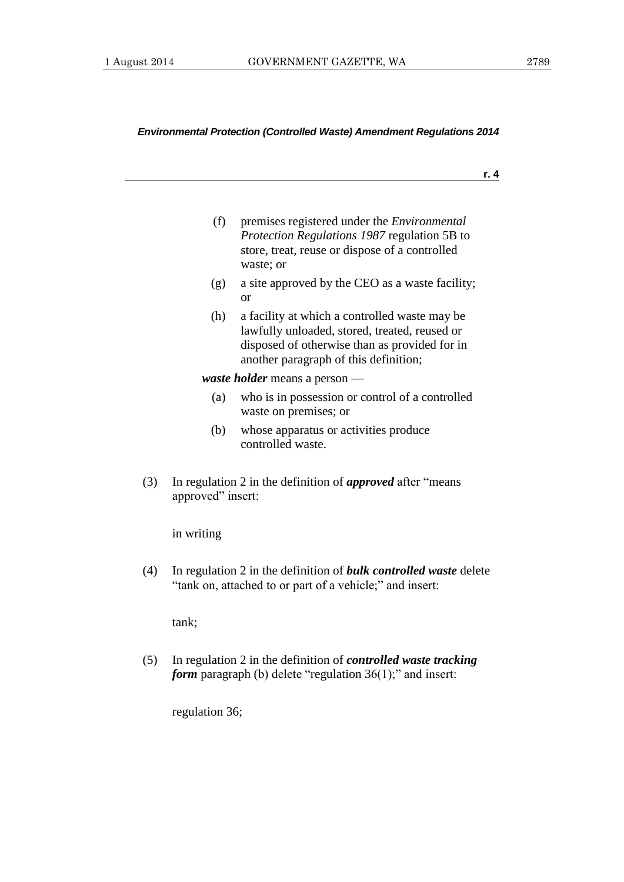(f) premises registered under the *Environmental Protection Regulations 1987* regulation 5B to store, treat, reuse or dispose of a controlled waste; or

(g) a site approved by the CEO as a waste facility; or

(h) a facility at which a controlled waste may be lawfully unloaded, stored, treated, reused or disposed of otherwise than as provided for in another paragraph of this definition;

***waste holder*** means a person —

(a) who is in possession or control of a controlled waste on premises; or

(b) whose apparatus or activities produce controlled waste.

(3) In regulation 2 in the definition of ***approved*** after "means approved" insert:

in writing

(4) In regulation 2 in the definition of ***bulk controlled waste*** delete "tank on, attached to or part of a vehicle;" and insert:

tank;

(5) In regulation 2 in the definition of ***controlled waste tracking form*** paragraph (b) delete "regulation 36(1);" and insert:

regulation 36;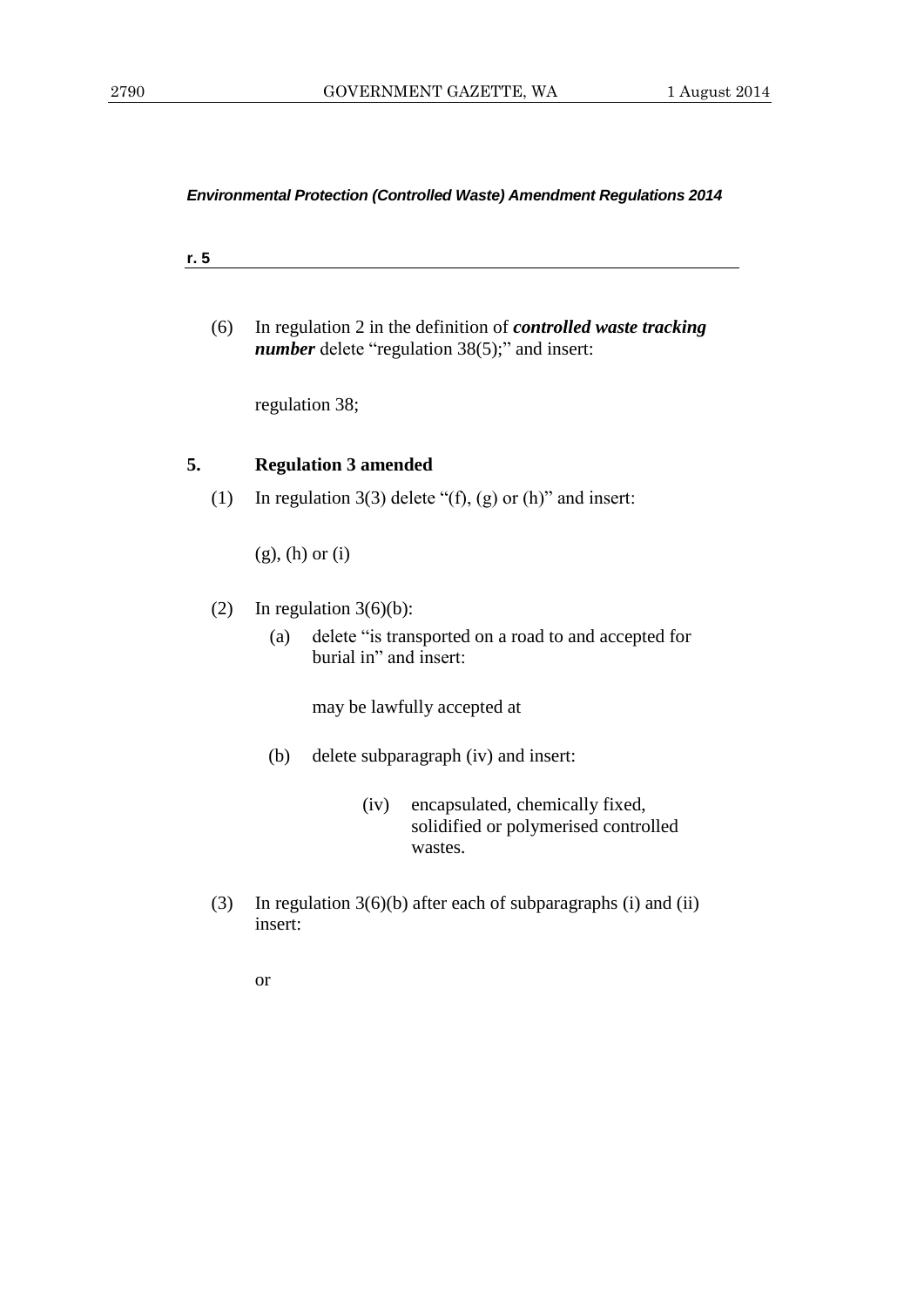(6) In regulation 2 in the definition of ***controlled waste tracking number*** delete "regulation 38(5);" and insert:

regulation 38;

## 5. Regulation 3 amended

(1) In regulation 3(3) delete "(f), (g) or (h)" and insert:

(g), (h) or (i)

(2) In regulation 3(6)(b):

(a) delete "is transported on a road to and accepted for burial in" and insert:

may be lawfully accepted at

(b) delete subparagraph (iv) and insert:

(iv) encapsulated, chemically fixed, solidified or polymerised controlled wastes.

(3) In regulation 3(6)(b) after each of subparagraphs (i) and (ii) insert:

or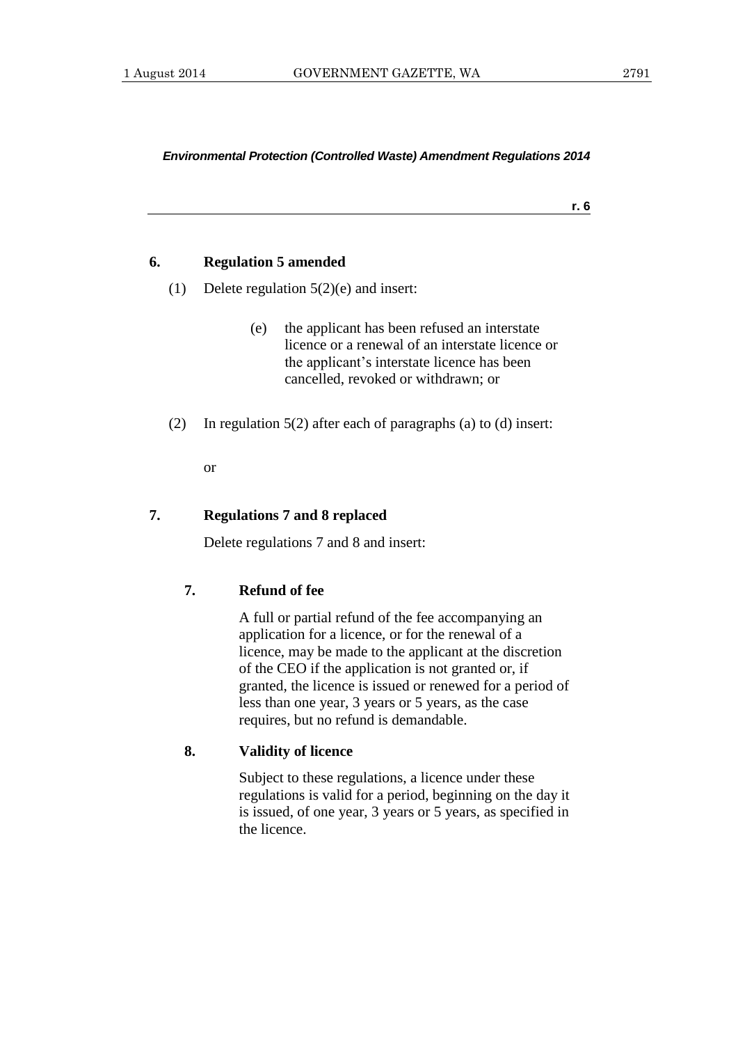## 6. Regulation 5 amended

(1) Delete regulation 5(2)(e) and insert:

> (e) the applicant has been refused an interstate licence or a renewal of an interstate licence or the applicant's interstate licence has been cancelled, revoked or withdrawn; or

(2) In regulation 5(2) after each of paragraphs (a) to (d) insert:

> or

## 7. Regulations 7 and 8 replaced

Delete regulations 7 and 8 and insert:

> **7. Refund of fee**
>
> A full or partial refund of the fee accompanying an application for a licence, or for the renewal of a licence, may be made to the applicant at the discretion of the CEO if the application is not granted or, if granted, the licence is issued or renewed for a period of less than one year, 3 years or 5 years, as the case requires, but no refund is demandable.
>
> **8. Validity of licence**
>
> Subject to these regulations, a licence under these regulations is valid for a period, beginning on the day it is issued, of one year, 3 years or 5 years, as specified in the licence.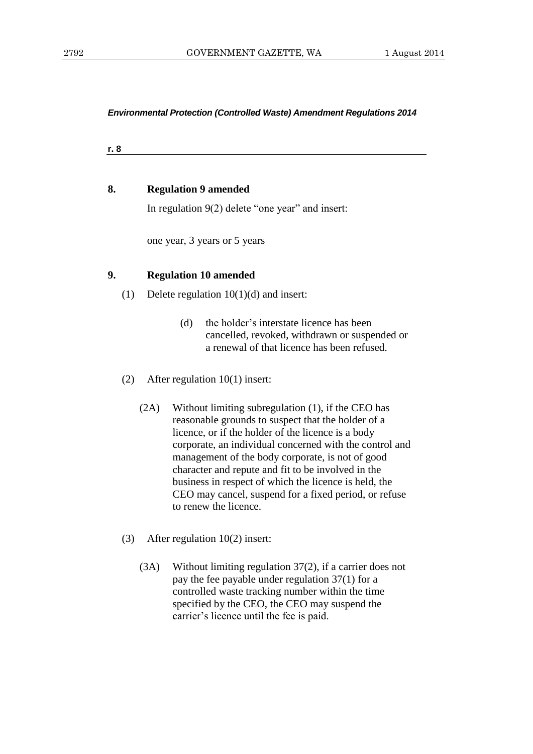**8. Regulation 9 amended**

In regulation 9(2) delete "one year" and insert:

one year, 3 years or 5 years

**9. Regulation 10 amended**

(1) Delete regulation 10(1)(d) and insert:

> (d) the holder's interstate licence has been cancelled, revoked, withdrawn or suspended or a renewal of that licence has been refused.

(2) After regulation 10(1) insert:

> (2A) Without limiting subregulation (1), if the CEO has reasonable grounds to suspect that the holder of a licence, or if the holder of the licence is a body corporate, an individual concerned with the control and management of the body corporate, is not of good character and repute and fit to be involved in the business in respect of which the licence is held, the CEO may cancel, suspend for a fixed period, or refuse to renew the licence.

(3) After regulation 10(2) insert:

> (3A) Without limiting regulation 37(2), if a carrier does not pay the fee payable under regulation 37(1) for a controlled waste tracking number within the time specified by the CEO, the CEO may suspend the carrier's licence until the fee is paid.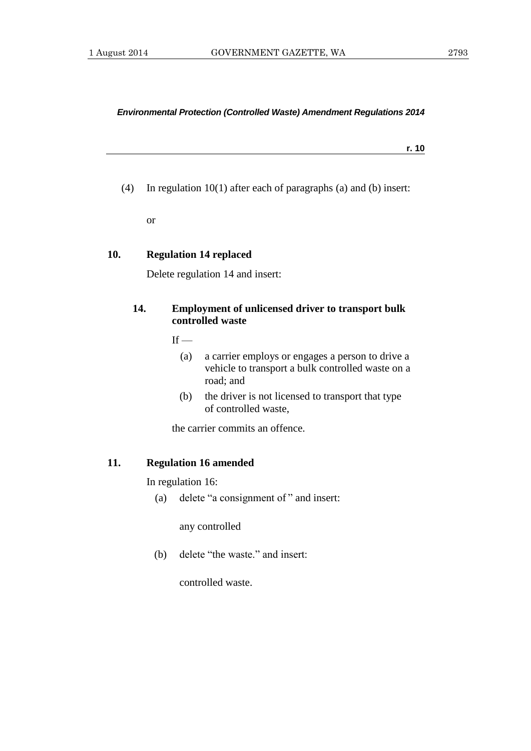(4) In regulation 10(1) after each of paragraphs (a) and (b) insert:

or

## 10. Regulation 14 replaced

Delete regulation 14 and insert:

### 14. Employment of unlicensed driver to transport bulk controlled waste

If —

(a) a carrier employs or engages a person to drive a vehicle to transport a bulk controlled waste on a road; and

(b) the driver is not licensed to transport that type of controlled waste,

the carrier commits an offence.

## 11. Regulation 16 amended

In regulation 16:

(a) delete "a consignment of " and insert:

any controlled

(b) delete "the waste." and insert:

controlled waste.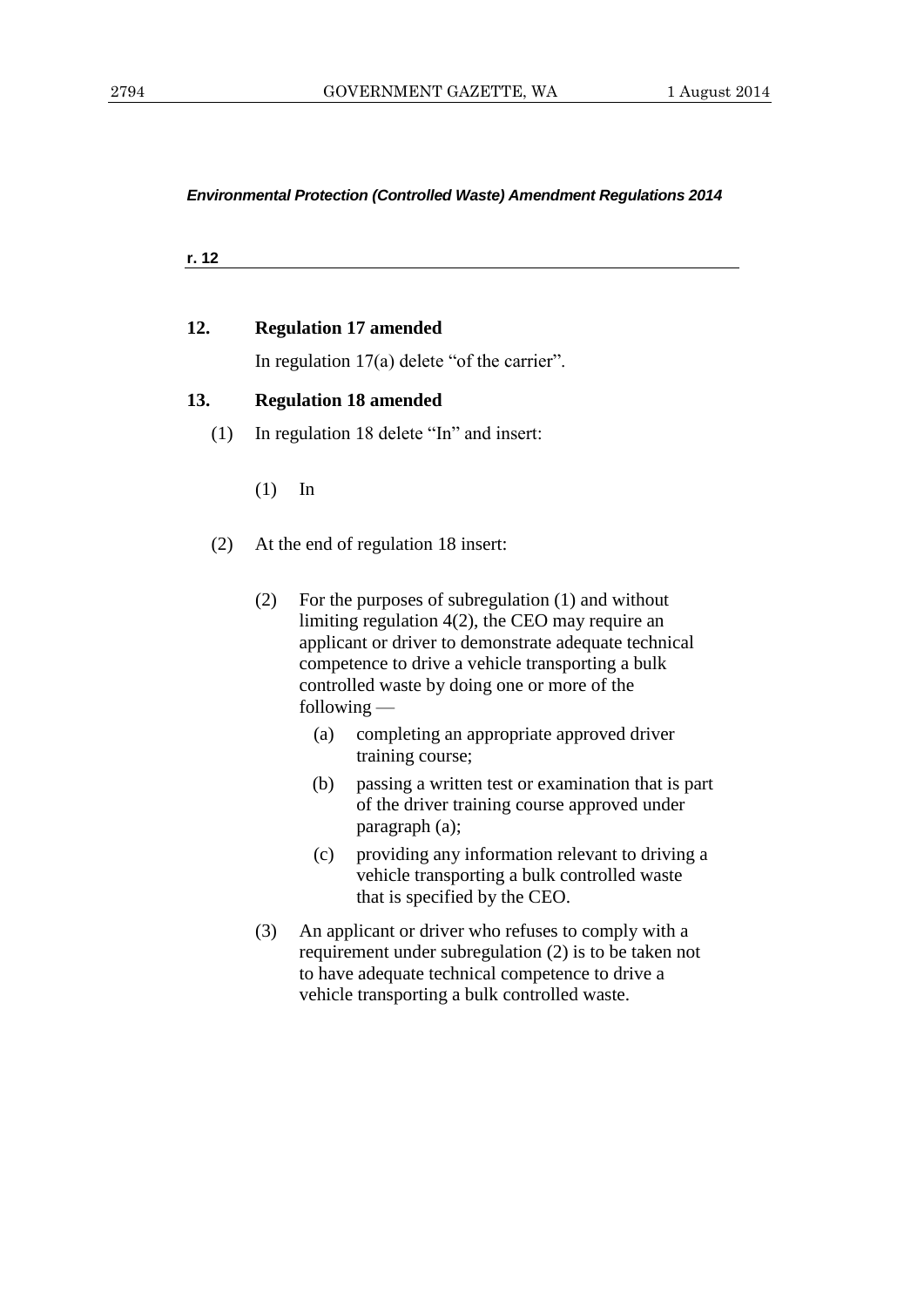**12. Regulation 17 amended**

In regulation 17(a) delete "of the carrier".

**13. Regulation 18 amended**

(1) In regulation 18 delete "In" and insert:

> (1) In

(2) At the end of regulation 18 insert:

> (2) For the purposes of subregulation (1) and without limiting regulation 4(2), the CEO may require an applicant or driver to demonstrate adequate technical competence to drive a vehicle transporting a bulk controlled waste by doing one or more of the following —
>
> (a) completing an appropriate approved driver training course;
>
> (b) passing a written test or examination that is part of the driver training course approved under paragraph (a);
>
> (c) providing any information relevant to driving a vehicle transporting a bulk controlled waste that is specified by the CEO.
>
> (3) An applicant or driver who refuses to comply with a requirement under subregulation (2) is to be taken not to have adequate technical competence to drive a vehicle transporting a bulk controlled waste.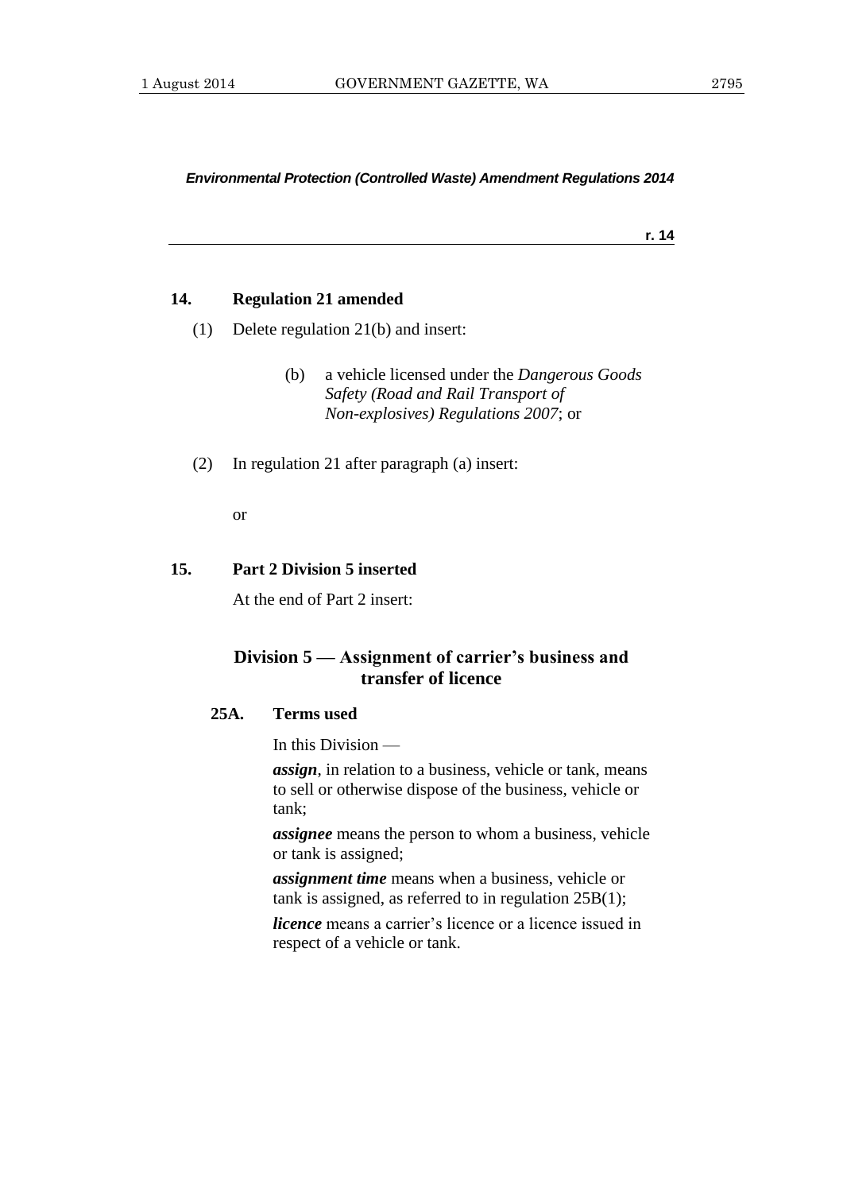### 14. Regulation 21 amended

(1) Delete regulation 21(b) and insert:

> (b) a vehicle licensed under the *Dangerous Goods Safety (Road and Rail Transport of Non-explosives) Regulations 2007*; or

(2) In regulation 21 after paragraph (a) insert:

> or

### 15. Part 2 Division 5 inserted

At the end of Part 2 insert:

## Division 5 — Assignment of carrier's business and transfer of licence

### 25A. Terms used

In this Division —

***assign***, in relation to a business, vehicle or tank, means to sell or otherwise dispose of the business, vehicle or tank;

***assignee*** means the person to whom a business, vehicle or tank is assigned;

***assignment time*** means when a business, vehicle or tank is assigned, as referred to in regulation 25B(1);

***licence*** means a carrier's licence or a licence issued in respect of a vehicle or tank.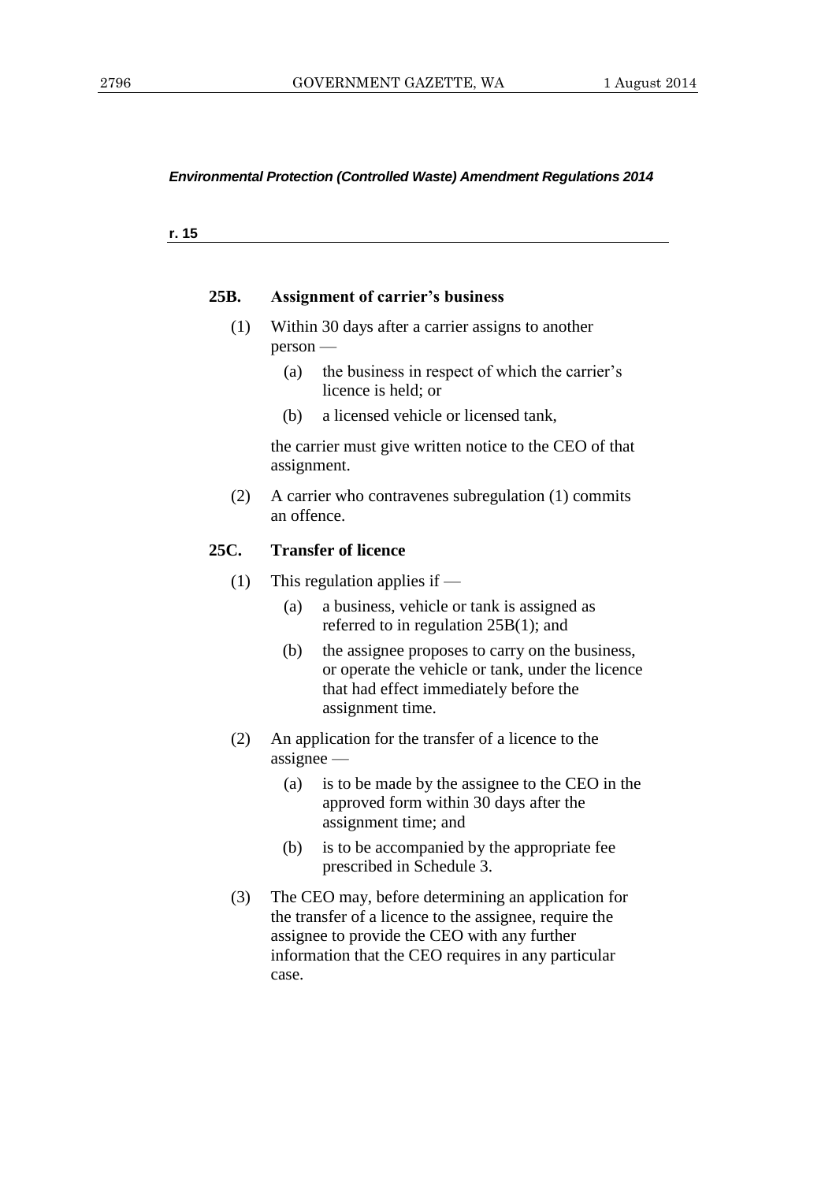### 25B. Assignment of carrier's business

(1) Within 30 days after a carrier assigns to another person —

(a) the business in respect of which the carrier's licence is held; or

(b) a licensed vehicle or licensed tank,

the carrier must give written notice to the CEO of that assignment.

(2) A carrier who contravenes subregulation (1) commits an offence.

### 25C. Transfer of licence

(1) This regulation applies if —

(a) a business, vehicle or tank is assigned as referred to in regulation 25B(1); and

(b) the assignee proposes to carry on the business, or operate the vehicle or tank, under the licence that had effect immediately before the assignment time.

(2) An application for the transfer of a licence to the assignee —

(a) is to be made by the assignee to the CEO in the approved form within 30 days after the assignment time; and

(b) is to be accompanied by the appropriate fee prescribed in Schedule 3.

(3) The CEO may, before determining an application for the transfer of a licence to the assignee, require the assignee to provide the CEO with any further information that the CEO requires in any particular case.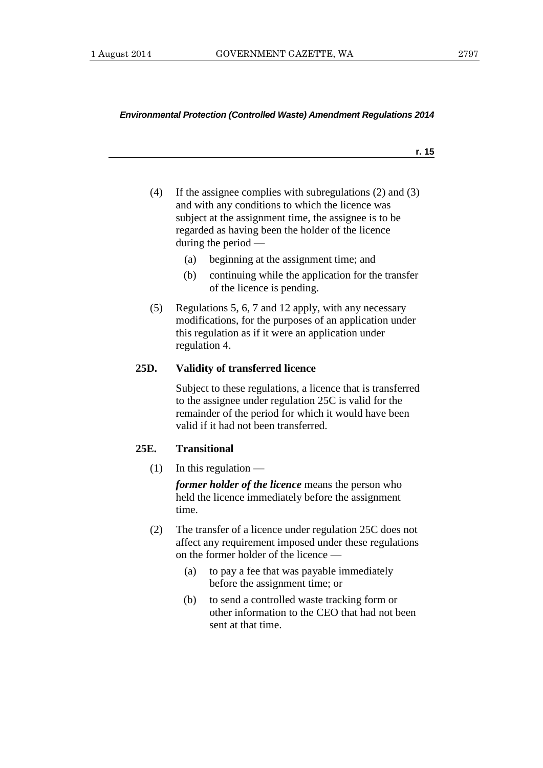(4) If the assignee complies with subregulations (2) and (3) and with any conditions to which the licence was subject at the assignment time, the assignee is to be regarded as having been the holder of the licence during the period —

  (a) beginning at the assignment time; and

  (b) continuing while the application for the transfer of the licence is pending.

(5) Regulations 5, 6, 7 and 12 apply, with any necessary modifications, for the purposes of an application under this regulation as if it were an application under regulation 4.

**25D. Validity of transferred licence**

Subject to these regulations, a licence that is transferred to the assignee under regulation 25C is valid for the remainder of the period for which it would have been valid if it had not been transferred.

**25E. Transitional**

(1) In this regulation —

***former holder of the licence*** means the person who held the licence immediately before the assignment time.

(2) The transfer of a licence under regulation 25C does not affect any requirement imposed under these regulations on the former holder of the licence —

  (a) to pay a fee that was payable immediately before the assignment time; or

  (b) to send a controlled waste tracking form or other information to the CEO that had not been sent at that time.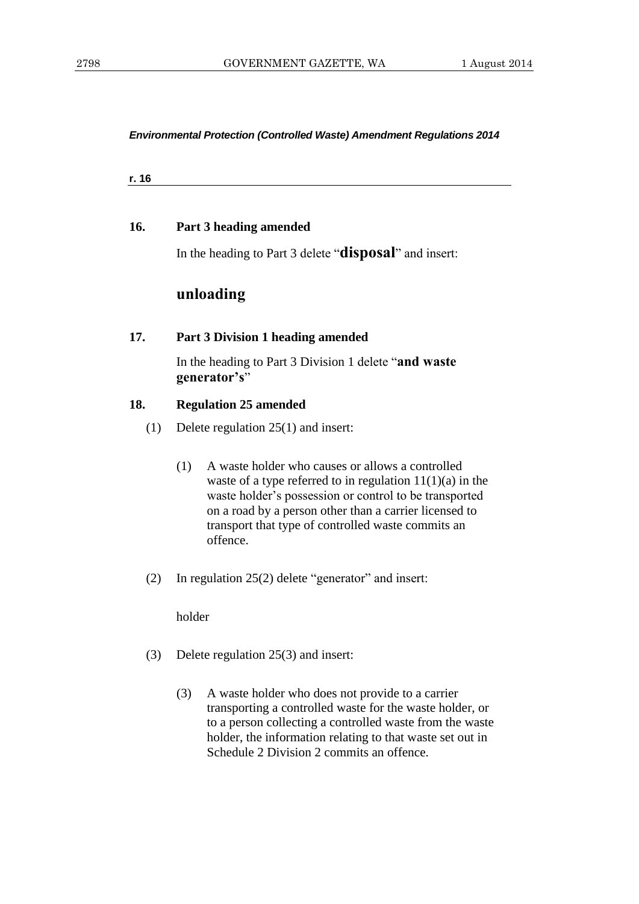**Environmental Protection (Controlled Waste) Amendment Regulations 2014**

**r. 16**

### 16. Part 3 heading amended

In the heading to Part 3 delete "**disposal**" and insert:

**unloading**

### 17. Part 3 Division 1 heading amended

In the heading to Part 3 Division 1 delete "**and waste generator's**"

### 18. Regulation 25 amended

(1) Delete regulation 25(1) and insert:

> (1) A waste holder who causes or allows a controlled waste of a type referred to in regulation 11(1)(a) in the waste holder's possession or control to be transported on a road by a person other than a carrier licensed to transport that type of controlled waste commits an offence.

(2) In regulation 25(2) delete "generator" and insert:

> holder

(3) Delete regulation 25(3) and insert:

> (3) A waste holder who does not provide to a carrier transporting a controlled waste for the waste holder, or to a person collecting a controlled waste from the waste holder, the information relating to that waste set out in Schedule 2 Division 2 commits an offence.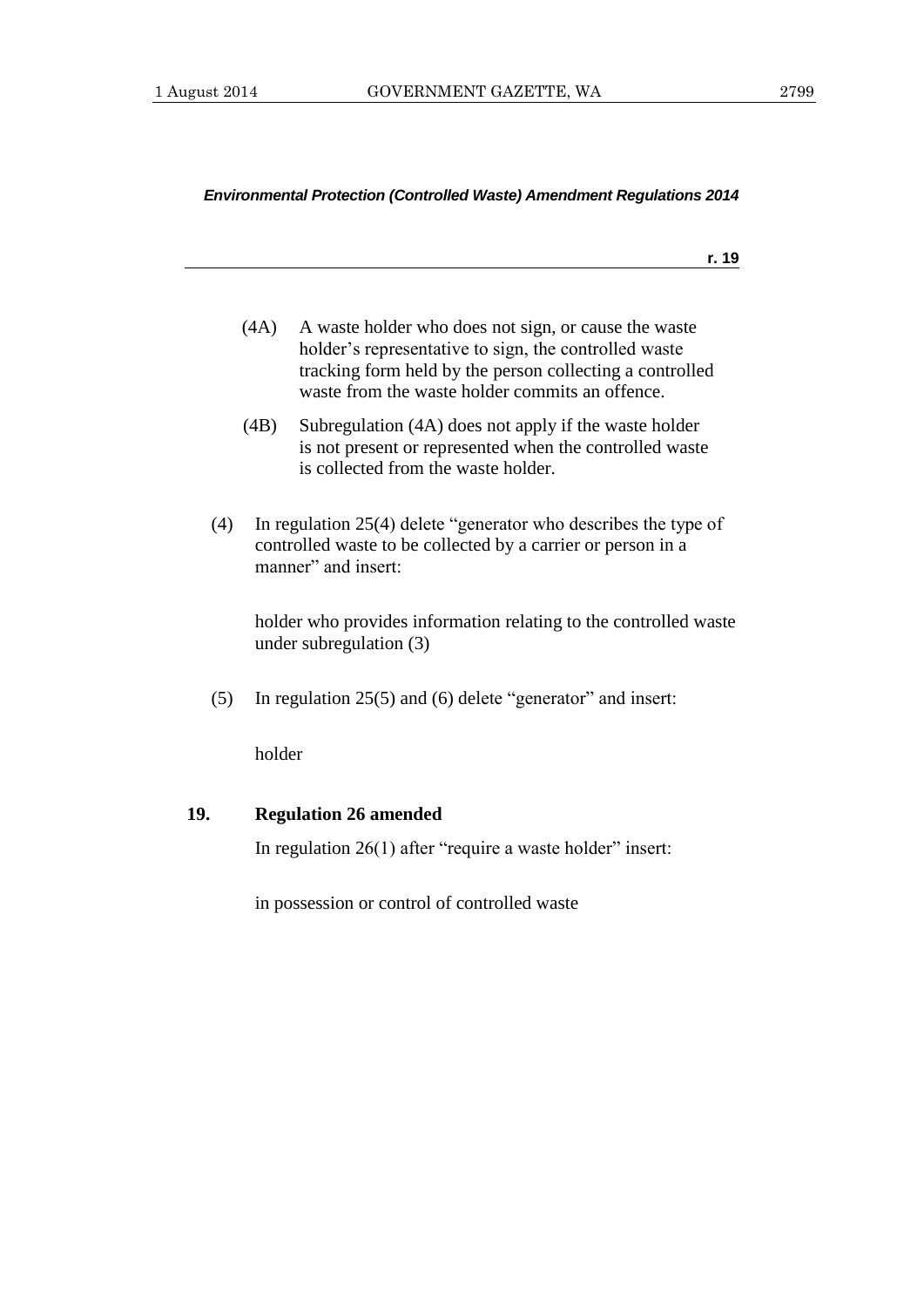(4A) A waste holder who does not sign, or cause the waste holder's representative to sign, the controlled waste tracking form held by the person collecting a controlled waste from the waste holder commits an offence.

(4B) Subregulation (4A) does not apply if the waste holder is not present or represented when the controlled waste is collected from the waste holder.

(4) In regulation 25(4) delete "generator who describes the type of controlled waste to be collected by a carrier or person in a manner" and insert:

holder who provides information relating to the controlled waste under subregulation (3)

(5) In regulation 25(5) and (6) delete "generator" and insert:

holder

## 19. Regulation 26 amended

In regulation 26(1) after "require a waste holder" insert:

in possession or control of controlled waste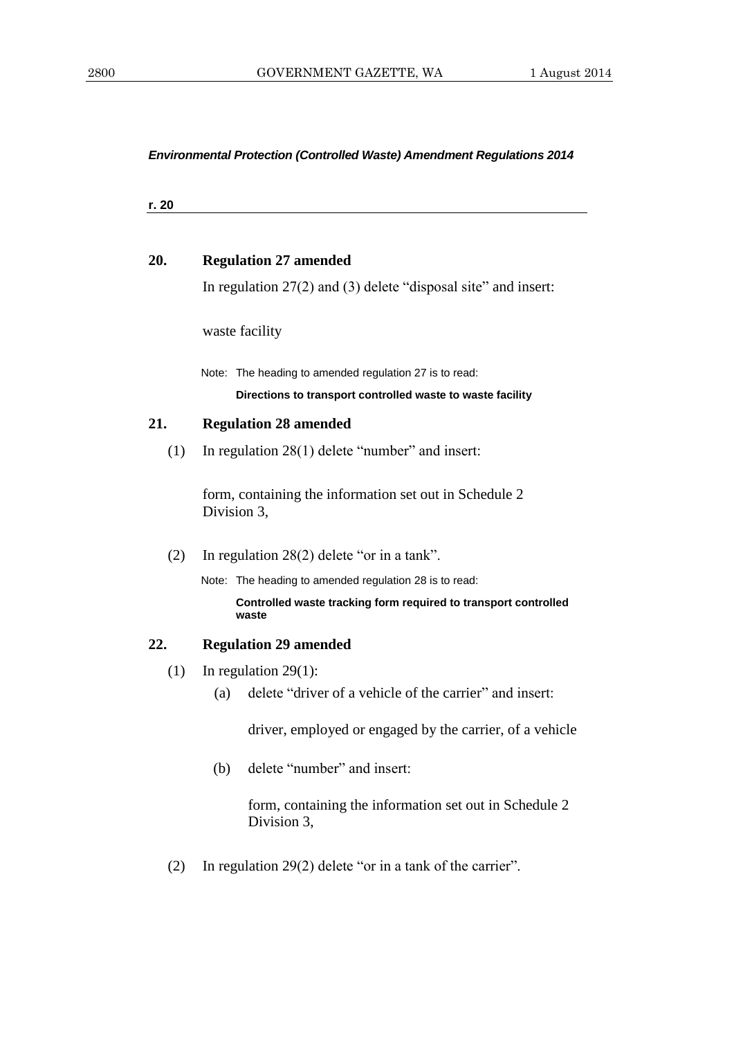*Environmental Protection (Controlled Waste) Amendment Regulations 2014*

**r. 20**

### 20. Regulation 27 amended

In regulation 27(2) and (3) delete "disposal site" and insert:

waste facility

Note: The heading to amended regulation 27 is to read:

**Directions to transport controlled waste to waste facility**

### 21. Regulation 28 amended

(1) In regulation 28(1) delete "number" and insert:

form, containing the information set out in Schedule 2 Division 3,

(2) In regulation 28(2) delete "or in a tank".

Note: The heading to amended regulation 28 is to read:

**Controlled waste tracking form required to transport controlled waste**

### 22. Regulation 29 amended

(1) In regulation 29(1):

(a) delete "driver of a vehicle of the carrier" and insert:

driver, employed or engaged by the carrier, of a vehicle

(b) delete "number" and insert:

form, containing the information set out in Schedule 2 Division 3,

(2) In regulation 29(2) delete "or in a tank of the carrier".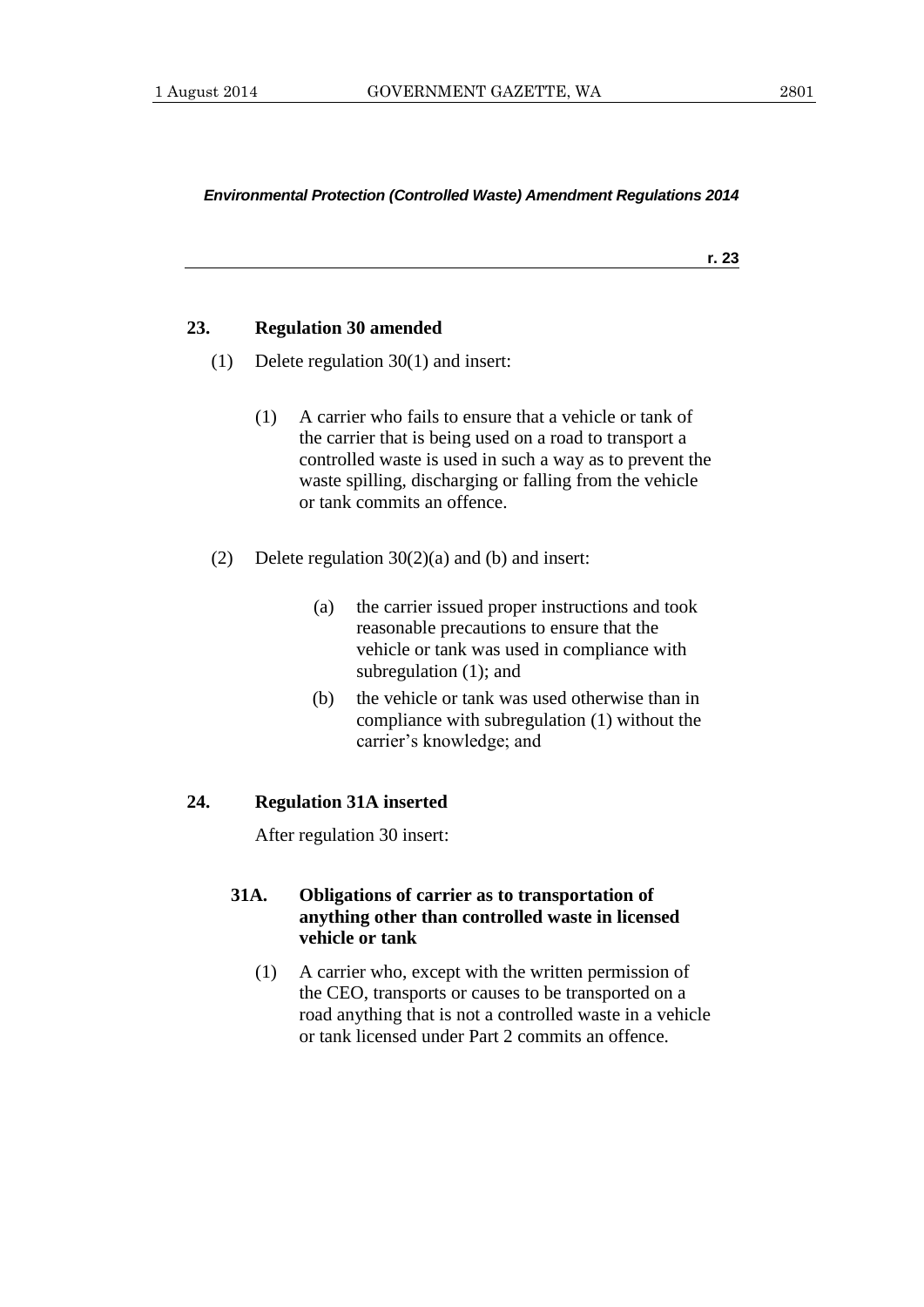### 23. Regulation 30 amended

(1) Delete regulation 30(1) and insert:

> (1) A carrier who fails to ensure that a vehicle or tank of the carrier that is being used on a road to transport a controlled waste is used in such a way as to prevent the waste spilling, discharging or falling from the vehicle or tank commits an offence.

(2) Delete regulation 30(2)(a) and (b) and insert:

> (a) the carrier issued proper instructions and took reasonable precautions to ensure that the vehicle or tank was used in compliance with subregulation (1); and
>
> (b) the vehicle or tank was used otherwise than in compliance with subregulation (1) without the carrier's knowledge; and

### 24. Regulation 31A inserted

After regulation 30 insert:

> **31A. Obligations of carrier as to transportation of anything other than controlled waste in licensed vehicle or tank**
>
> (1) A carrier who, except with the written permission of the CEO, transports or causes to be transported on a road anything that is not a controlled waste in a vehicle or tank licensed under Part 2 commits an offence.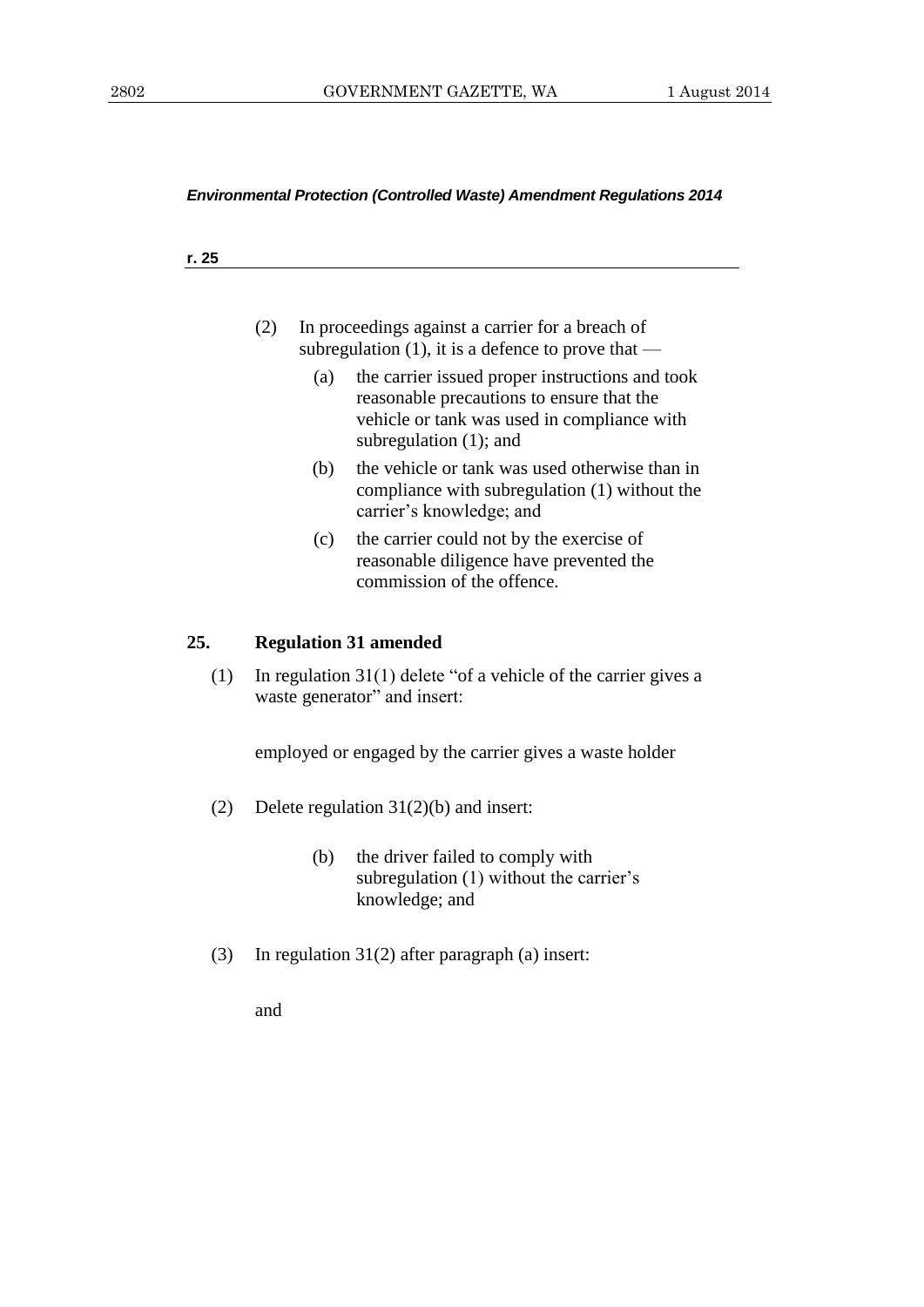(2) In proceedings against a carrier for a breach of subregulation (1), it is a defence to prove that —

   (a) the carrier issued proper instructions and took reasonable precautions to ensure that the vehicle or tank was used in compliance with subregulation (1); and

   (b) the vehicle or tank was used otherwise than in compliance with subregulation (1) without the carrier's knowledge; and

   (c) the carrier could not by the exercise of reasonable diligence have prevented the commission of the offence.

### 25. Regulation 31 amended

(1) In regulation 31(1) delete "of a vehicle of the carrier gives a waste generator" and insert:

employed or engaged by the carrier gives a waste holder

(2) Delete regulation 31(2)(b) and insert:

   (b) the driver failed to comply with subregulation (1) without the carrier's knowledge; and

(3) In regulation 31(2) after paragraph (a) insert:

and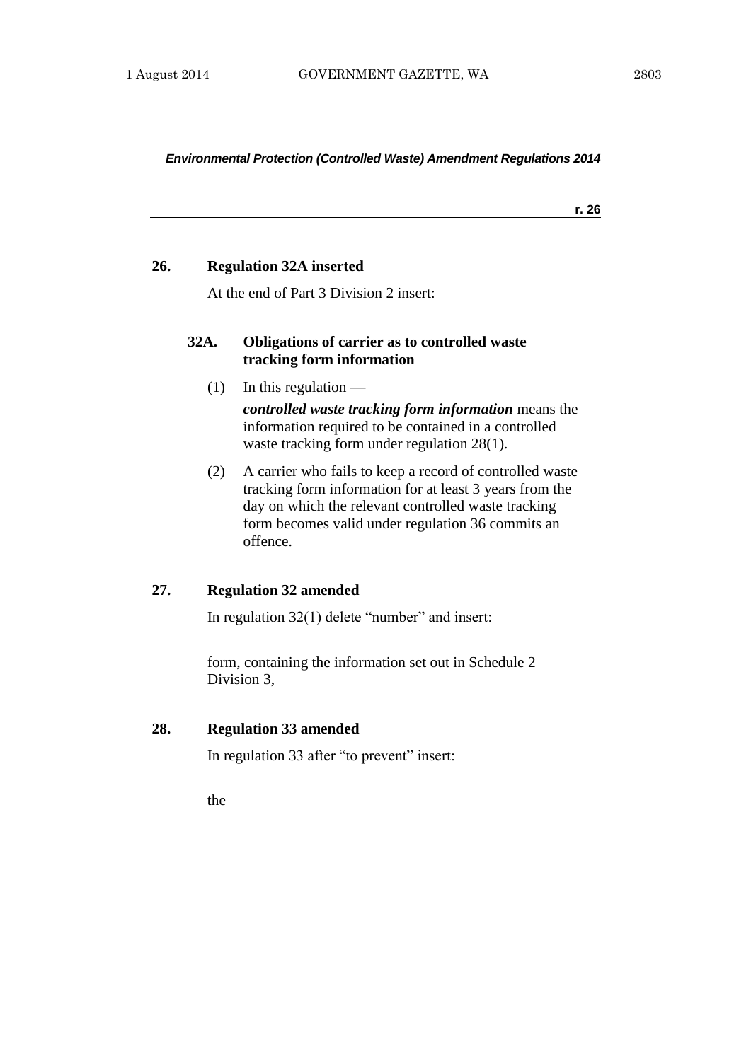**26. Regulation 32A inserted**

At the end of Part 3 Division 2 insert:

**32A. Obligations of carrier as to controlled waste tracking form information**

(1) In this regulation —

***controlled waste tracking form information*** means the information required to be contained in a controlled waste tracking form under regulation 28(1).

(2) A carrier who fails to keep a record of controlled waste tracking form information for at least 3 years from the day on which the relevant controlled waste tracking form becomes valid under regulation 36 commits an offence.

**27. Regulation 32 amended**

In regulation 32(1) delete "number" and insert:

form, containing the information set out in Schedule 2 Division 3,

**28. Regulation 33 amended**

In regulation 33 after "to prevent" insert:

the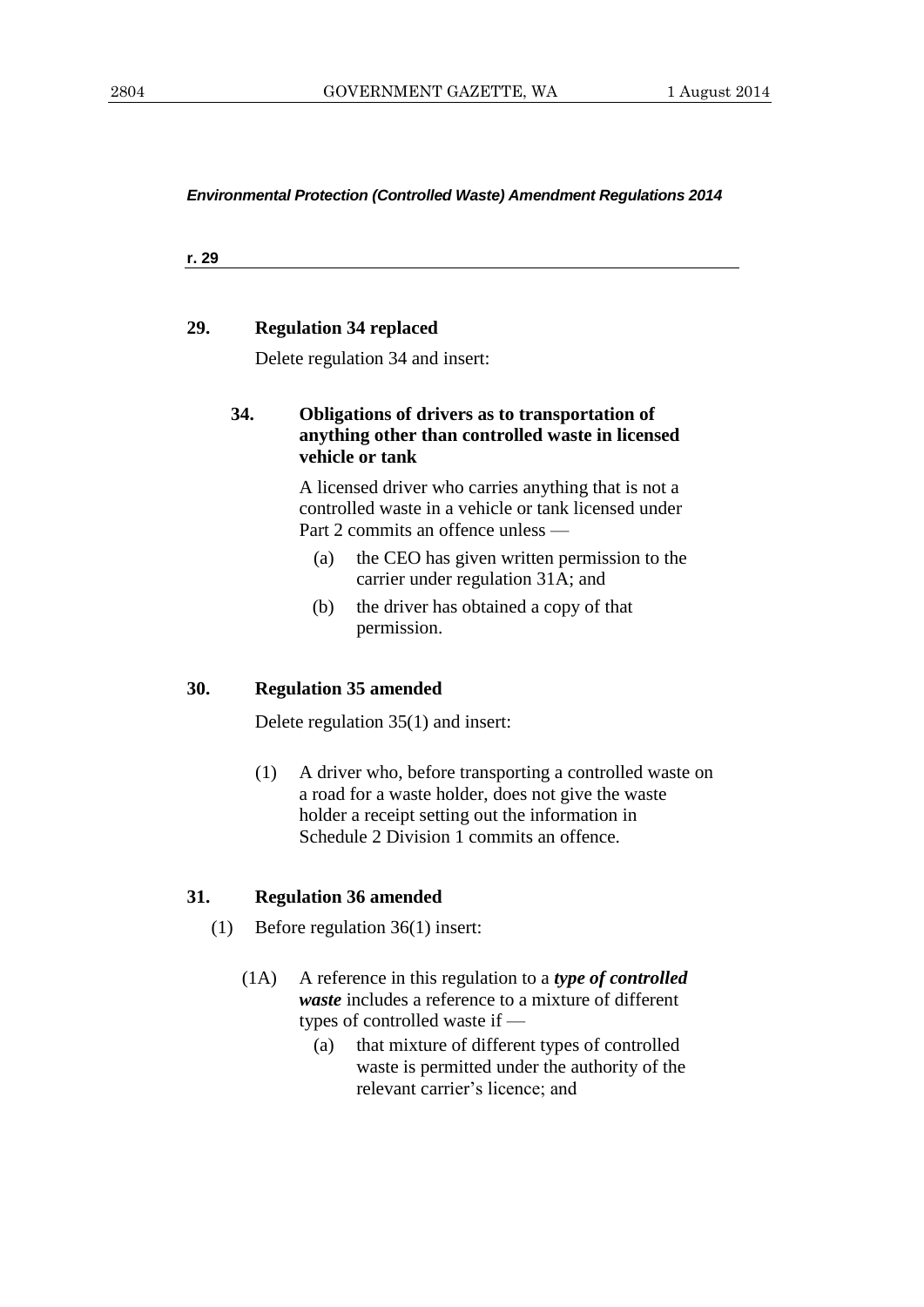**r. 29**

### 29. Regulation 34 replaced

Delete regulation 34 and insert:

> **34. Obligations of drivers as to transportation of anything other than controlled waste in licensed vehicle or tank**
>
> A licensed driver who carries anything that is not a controlled waste in a vehicle or tank licensed under Part 2 commits an offence unless —
>
> (a) the CEO has given written permission to the carrier under regulation 31A; and
>
> (b) the driver has obtained a copy of that permission.

### 30. Regulation 35 amended

Delete regulation 35(1) and insert:

> (1) A driver who, before transporting a controlled waste on a road for a waste holder, does not give the waste holder a receipt setting out the information in Schedule 2 Division 1 commits an offence.

### 31. Regulation 36 amended

(1) Before regulation 36(1) insert:

> (1A) A reference in this regulation to a ***type of controlled waste*** includes a reference to a mixture of different types of controlled waste if —
>
> (a) that mixture of different types of controlled waste is permitted under the authority of the relevant carrier's licence; and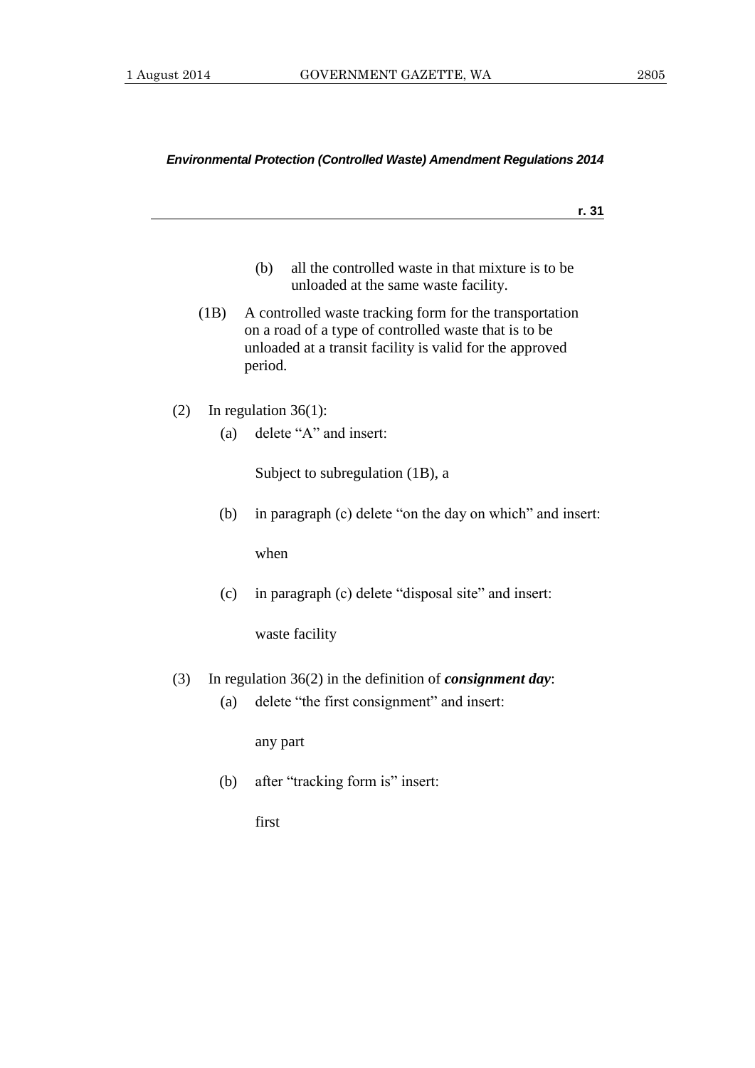(b) all the controlled waste in that mixture is to be unloaded at the same waste facility.

(1B) A controlled waste tracking form for the transportation on a road of a type of controlled waste that is to be unloaded at a transit facility is valid for the approved period.

(2) In regulation 36(1):

(a) delete "A" and insert:

Subject to subregulation (1B), a

(b) in paragraph (c) delete "on the day on which" and insert:

when

(c) in paragraph (c) delete "disposal site" and insert:

waste facility

(3) In regulation 36(2) in the definition of ***consignment day***:

(a) delete "the first consignment" and insert:

any part

(b) after "tracking form is" insert:

first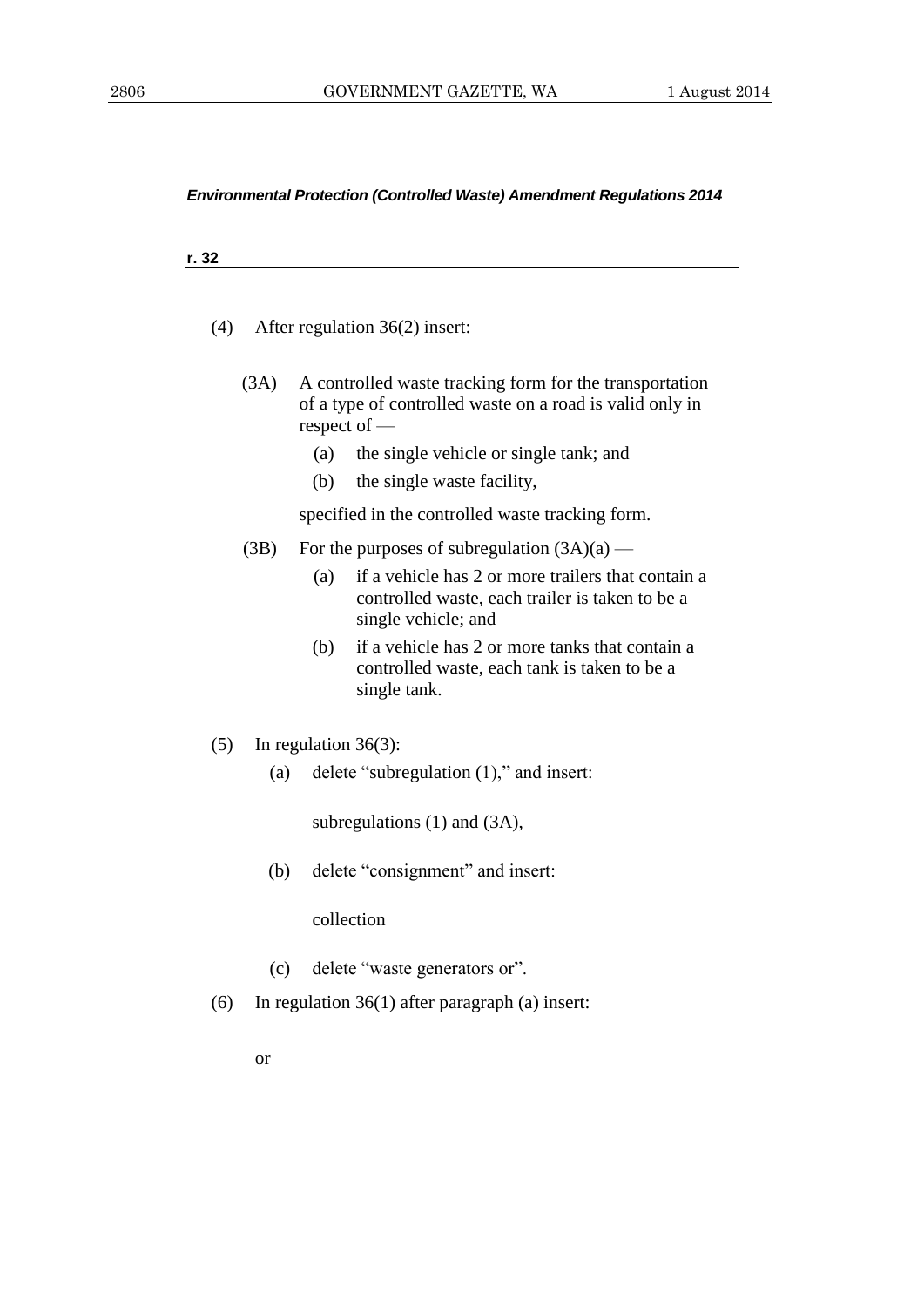r. 32

(4) After regulation 36(2) insert:

(3A) A controlled waste tracking form for the transportation of a type of controlled waste on a road is valid only in respect of —

(a) the single vehicle or single tank; and

(b) the single waste facility,

specified in the controlled waste tracking form.

(3B) For the purposes of subregulation (3A)(a) —

(a) if a vehicle has 2 or more trailers that contain a controlled waste, each trailer is taken to be a single vehicle; and

(b) if a vehicle has 2 or more tanks that contain a controlled waste, each tank is taken to be a single tank.

(5) In regulation 36(3):

(a) delete "subregulation (1)," and insert:

subregulations (1) and (3A),

(b) delete "consignment" and insert:

collection

(c) delete "waste generators or".

(6) In regulation 36(1) after paragraph (a) insert:

or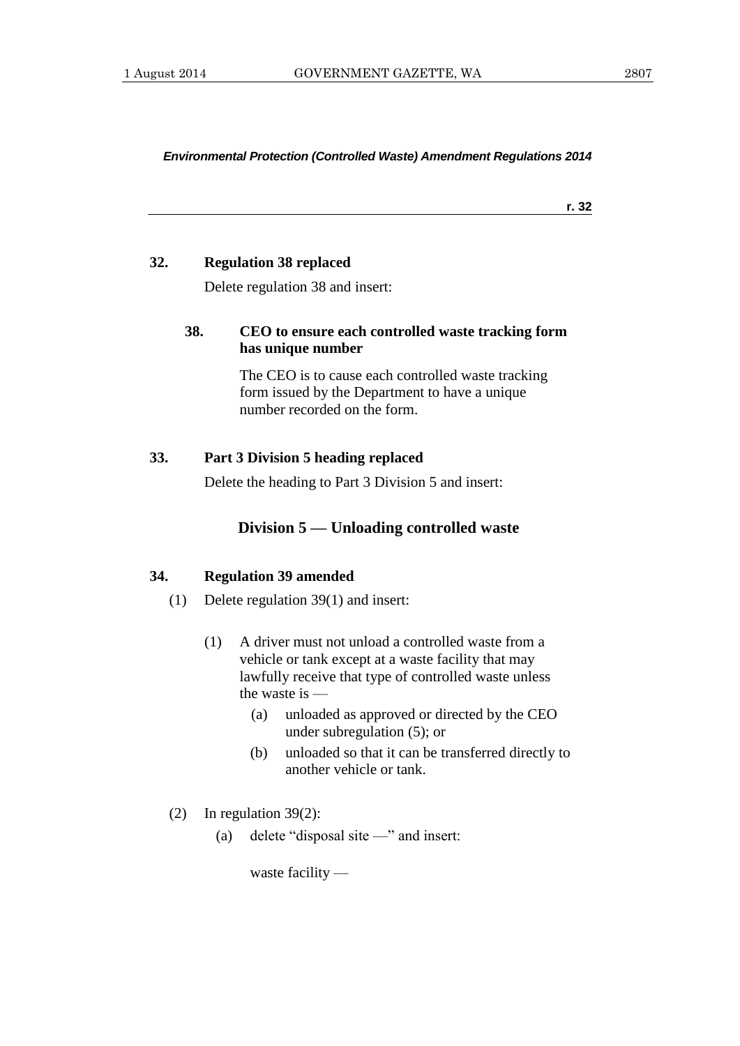## 32. Regulation 38 replaced

Delete regulation 38 and insert:

### 38. CEO to ensure each controlled waste tracking form has unique number

The CEO is to cause each controlled waste tracking form issued by the Department to have a unique number recorded on the form.

## 33. Part 3 Division 5 heading replaced

Delete the heading to Part 3 Division 5 and insert:

### Division 5 — Unloading controlled waste

## 34. Regulation 39 amended

(1) Delete regulation 39(1) and insert:

> (1) A driver must not unload a controlled waste from a vehicle or tank except at a waste facility that may lawfully receive that type of controlled waste unless the waste is —
>
> (a) unloaded as approved or directed by the CEO under subregulation (5); or
>
> (b) unloaded so that it can be transferred directly to another vehicle or tank.

(2) In regulation 39(2):

(a) delete "disposal site —" and insert:

> waste facility —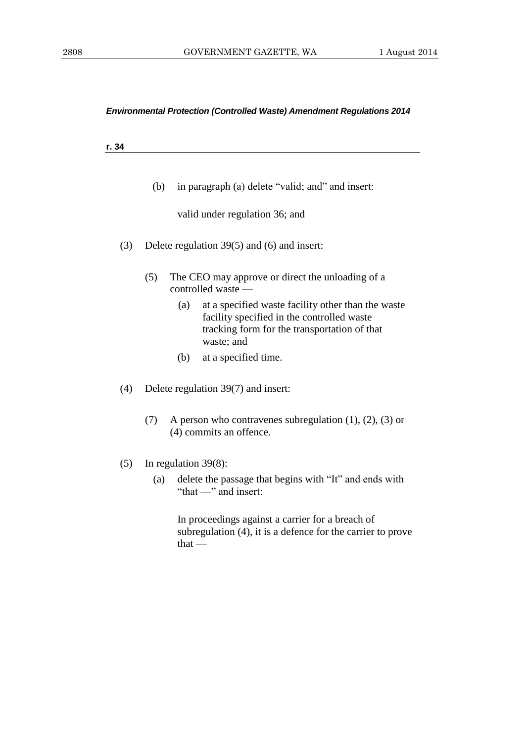(b) in paragraph (a) delete "valid; and" and insert:

> valid under regulation 36; and

(3) Delete regulation 39(5) and (6) and insert:

> (5) The CEO may approve or direct the unloading of a controlled waste —
>
> (a) at a specified waste facility other than the waste facility specified in the controlled waste tracking form for the transportation of that waste; and
>
> (b) at a specified time.

(4) Delete regulation 39(7) and insert:

> (7) A person who contravenes subregulation (1), (2), (3) or (4) commits an offence.

(5) In regulation 39(8):

(a) delete the passage that begins with "It" and ends with "that —" and insert:

> In proceedings against a carrier for a breach of subregulation (4), it is a defence for the carrier to prove that —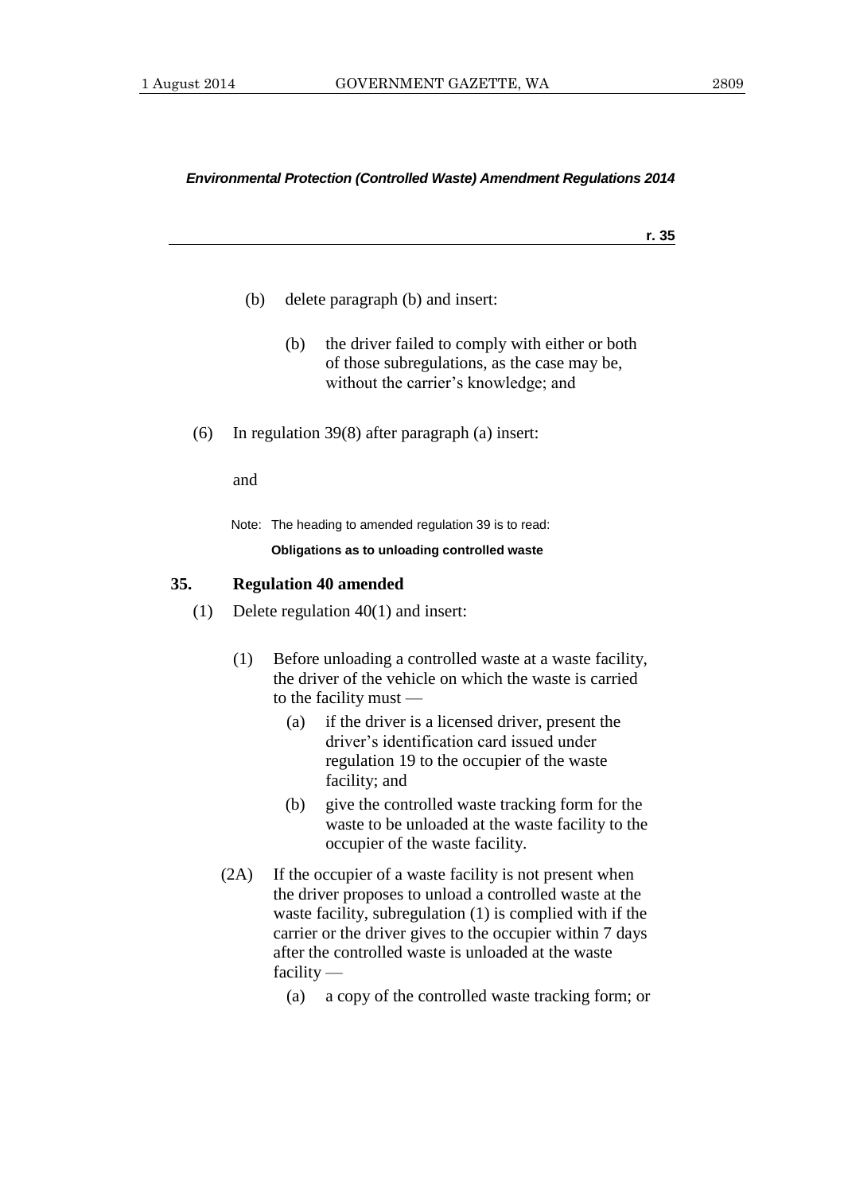(b) delete paragraph (b) and insert:

> (b) the driver failed to comply with either or both of those subregulations, as the case may be, without the carrier's knowledge; and

(6) In regulation 39(8) after paragraph (a) insert:

> and

Note: The heading to amended regulation 39 is to read:

**Obligations as to unloading controlled waste**

### 35. Regulation 40 amended

(1) Delete regulation 40(1) and insert:

> (1) Before unloading a controlled waste at a waste facility, the driver of the vehicle on which the waste is carried to the facility must —
>
> (a) if the driver is a licensed driver, present the driver's identification card issued under regulation 19 to the occupier of the waste facility; and
>
> (b) give the controlled waste tracking form for the waste to be unloaded at the waste facility to the occupier of the waste facility.
>
> (2A) If the occupier of a waste facility is not present when the driver proposes to unload a controlled waste at the waste facility, subregulation (1) is complied with if the carrier or the driver gives to the occupier within 7 days after the controlled waste is unloaded at the waste facility —
>
> (a) a copy of the controlled waste tracking form; or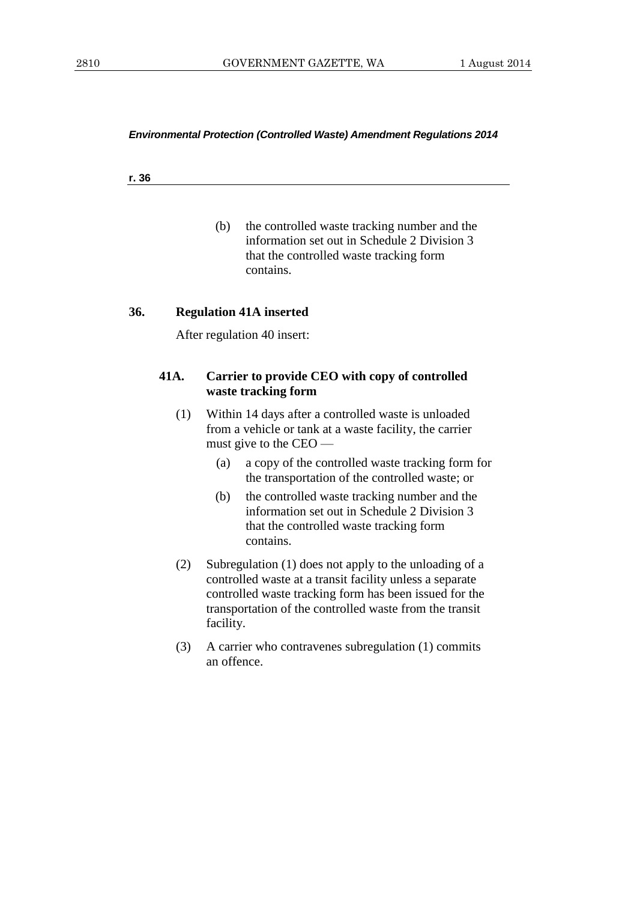(b) the controlled waste tracking number and the information set out in Schedule 2 Division 3 that the controlled waste tracking form contains.

### 36. Regulation 41A inserted

After regulation 40 insert:

#### 41A. Carrier to provide CEO with copy of controlled waste tracking form

(1) Within 14 days after a controlled waste is unloaded from a vehicle or tank at a waste facility, the carrier must give to the CEO —

(a) a copy of the controlled waste tracking form for the transportation of the controlled waste; or

(b) the controlled waste tracking number and the information set out in Schedule 2 Division 3 that the controlled waste tracking form contains.

(2) Subregulation (1) does not apply to the unloading of a controlled waste at a transit facility unless a separate controlled waste tracking form has been issued for the transportation of the controlled waste from the transit facility.

(3) A carrier who contravenes subregulation (1) commits an offence.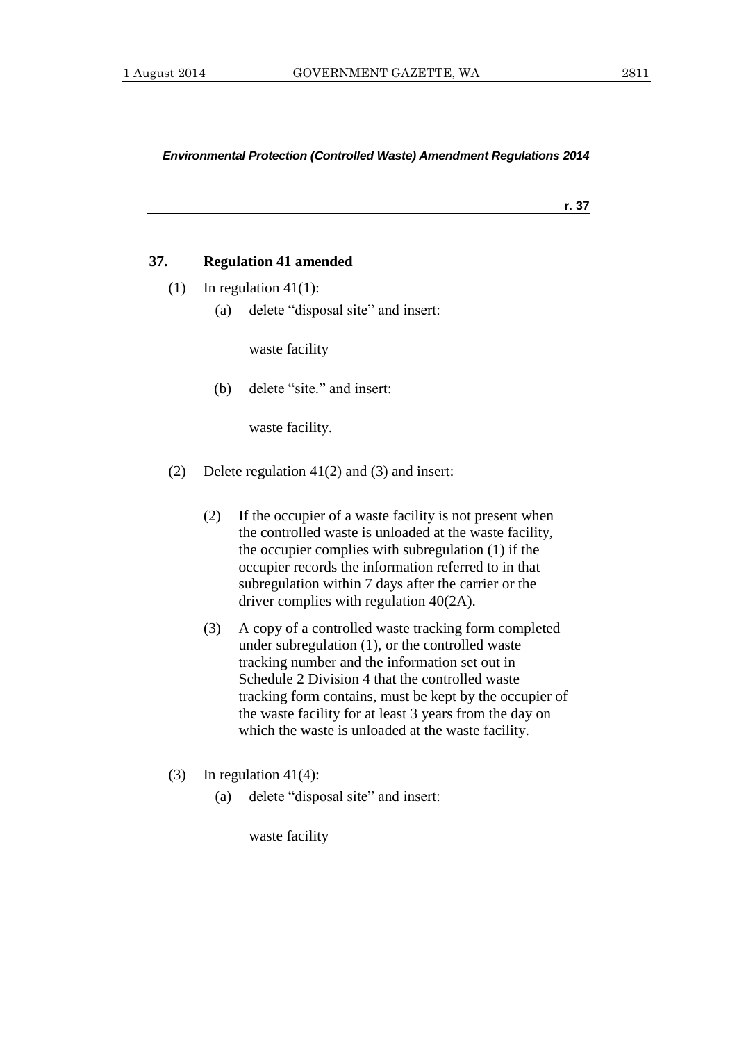## 37. Regulation 41 amended

(1) In regulation 41(1):

(a) delete "disposal site" and insert:

waste facility

(b) delete "site." and insert:

waste facility.

(2) Delete regulation 41(2) and (3) and insert:

(2) If the occupier of a waste facility is not present when the controlled waste is unloaded at the waste facility, the occupier complies with subregulation (1) if the occupier records the information referred to in that subregulation within 7 days after the carrier or the driver complies with regulation 40(2A).

(3) A copy of a controlled waste tracking form completed under subregulation (1), or the controlled waste tracking number and the information set out in Schedule 2 Division 4 that the controlled waste tracking form contains, must be kept by the occupier of the waste facility for at least 3 years from the day on which the waste is unloaded at the waste facility.

(3) In regulation 41(4):

(a) delete "disposal site" and insert:

waste facility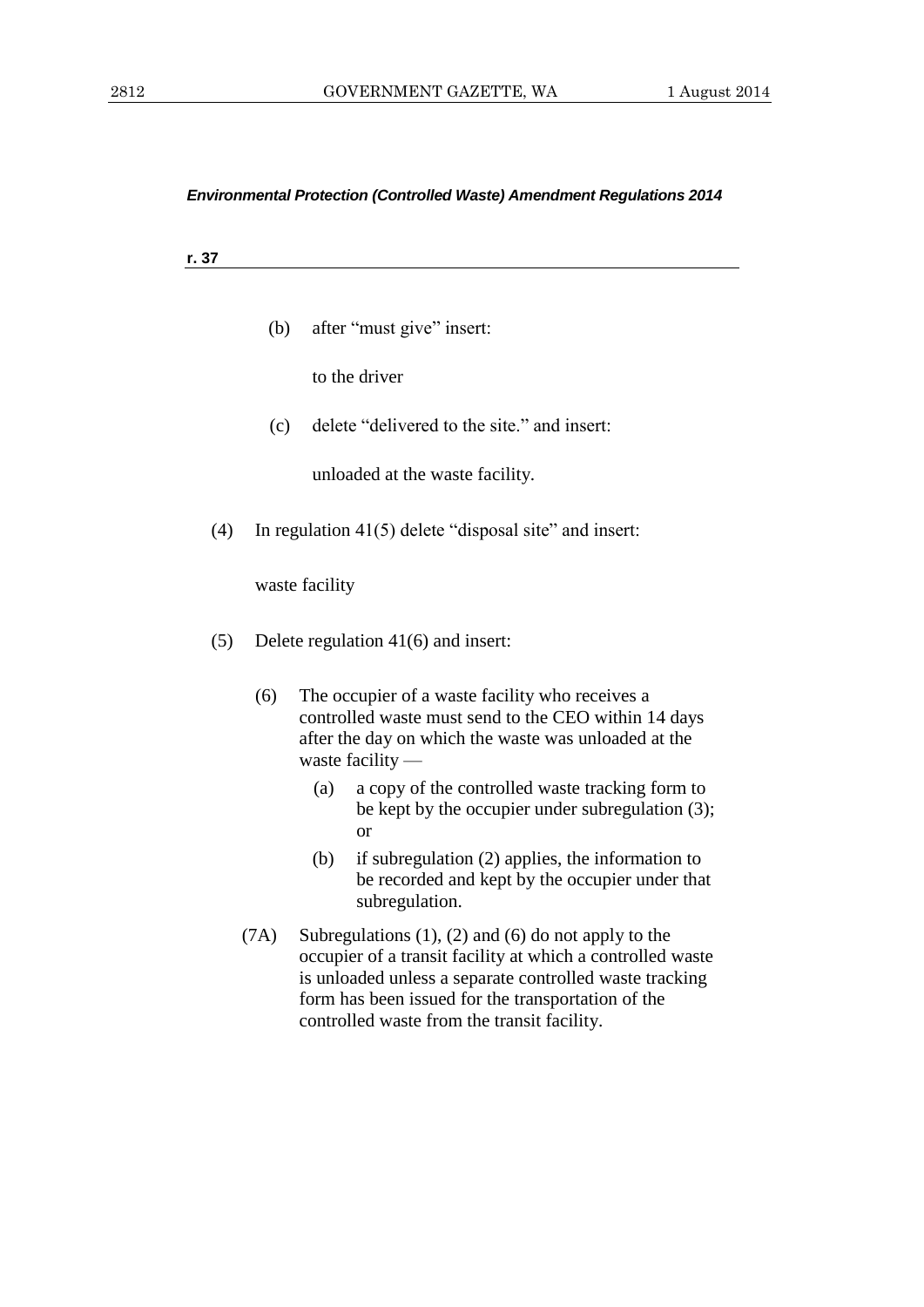*Environmental Protection (Controlled Waste) Amendment Regulations 2014*

**r. 37**

(b) after "must give" insert:

to the driver

(c) delete "delivered to the site." and insert:

unloaded at the waste facility.

(4) In regulation 41(5) delete "disposal site" and insert:

waste facility

(5) Delete regulation 41(6) and insert:

(6) The occupier of a waste facility who receives a controlled waste must send to the CEO within 14 days after the day on which the waste was unloaded at the waste facility —

(a) a copy of the controlled waste tracking form to be kept by the occupier under subregulation (3); or

(b) if subregulation (2) applies, the information to be recorded and kept by the occupier under that subregulation.

(7A) Subregulations (1), (2) and (6) do not apply to the occupier of a transit facility at which a controlled waste is unloaded unless a separate controlled waste tracking form has been issued for the transportation of the controlled waste from the transit facility.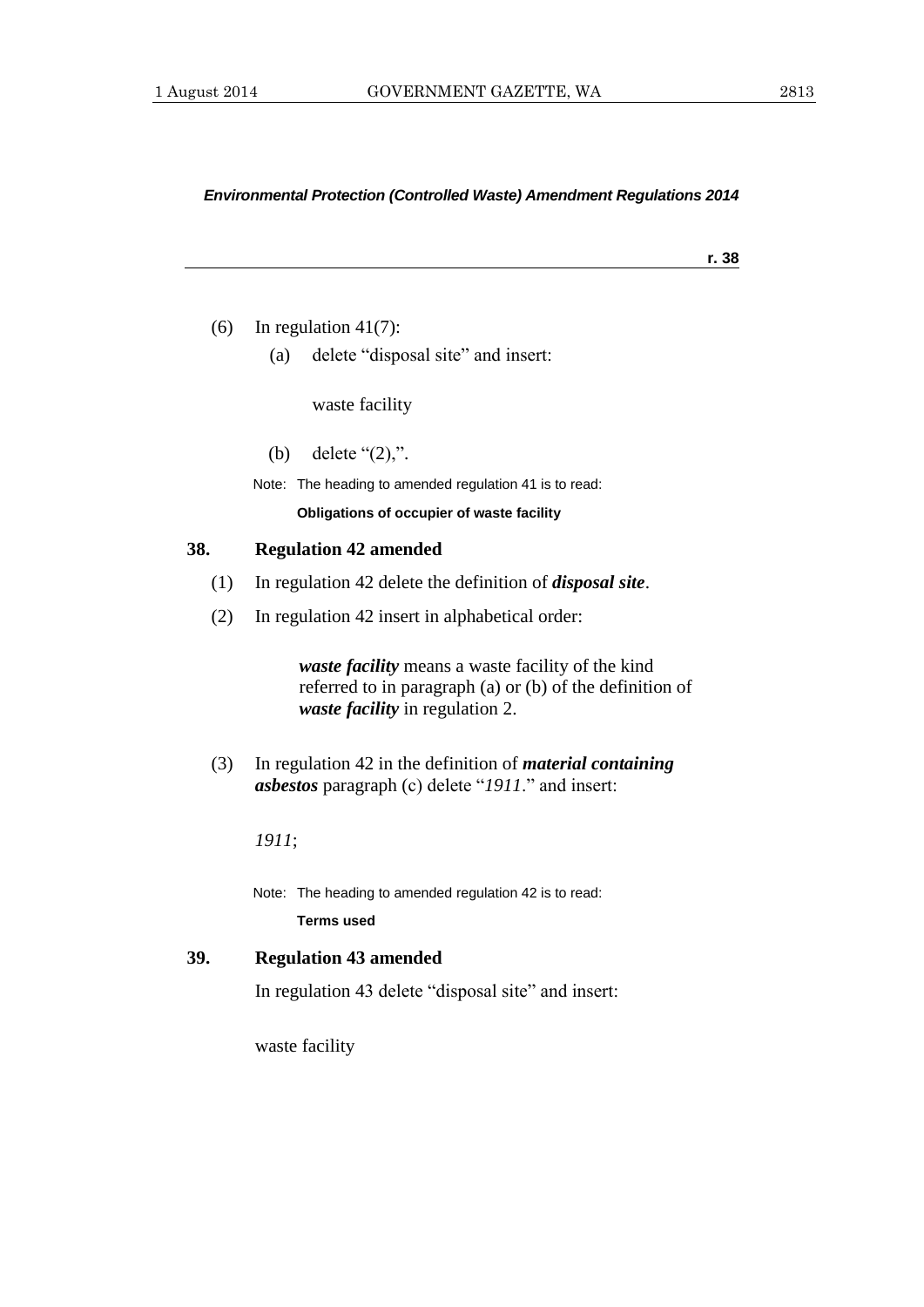(6) In regulation 41(7):

(a) delete "disposal site" and insert:

waste facility

(b) delete "(2),".

Note: The heading to amended regulation 41 is to read:

**Obligations of occupier of waste facility**

### 38. Regulation 42 amended

(1) In regulation 42 delete the definition of ***disposal site***.

(2) In regulation 42 insert in alphabetical order:

***waste facility*** means a waste facility of the kind referred to in paragraph (a) or (b) of the definition of ***waste facility*** in regulation 2.

(3) In regulation 42 in the definition of ***material containing asbestos*** paragraph (c) delete "*1911*." and insert:

*1911*;

Note: The heading to amended regulation 42 is to read:

**Terms used**

### 39. Regulation 43 amended

In regulation 43 delete "disposal site" and insert:

waste facility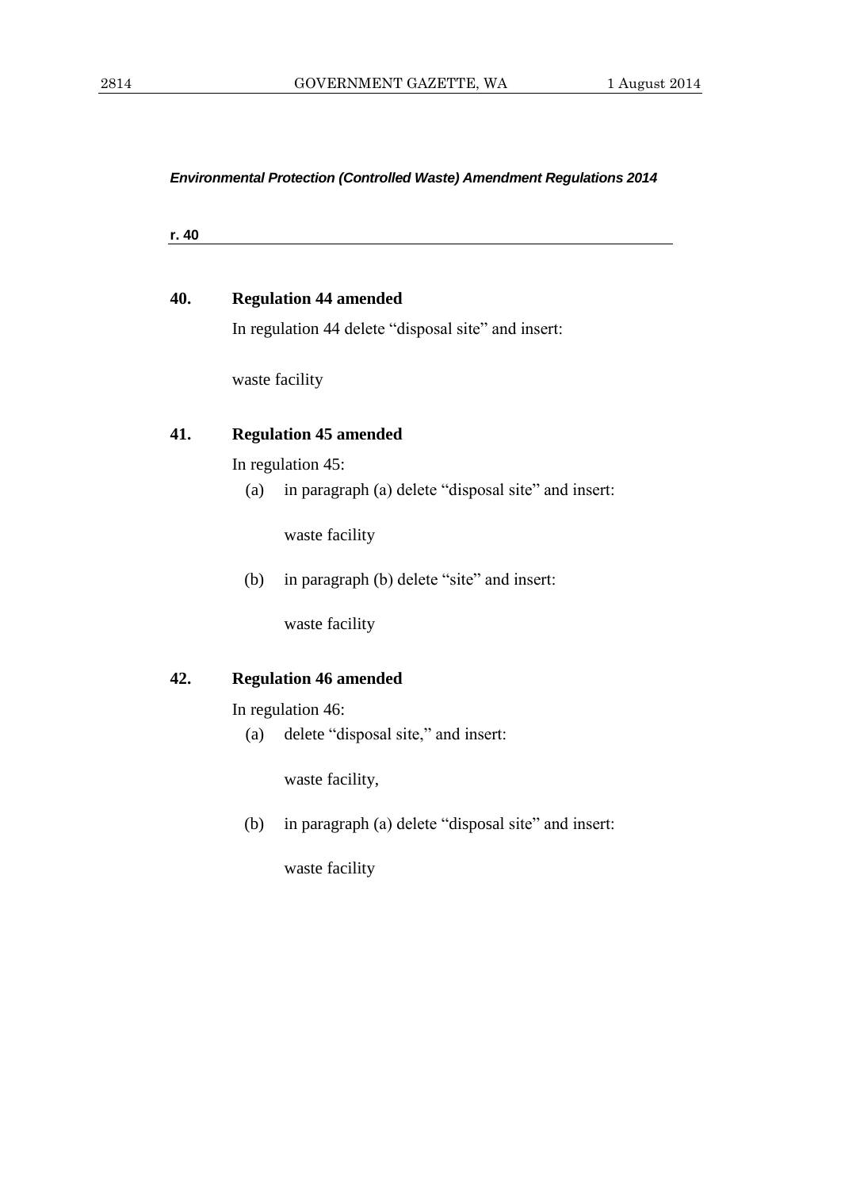### 40. Regulation 44 amended

In regulation 44 delete "disposal site" and insert:

waste facility

### 41. Regulation 45 amended

In regulation 45:

(a) in paragraph (a) delete "disposal site" and insert:

waste facility

(b) in paragraph (b) delete "site" and insert:

waste facility

### 42. Regulation 46 amended

In regulation 46:

(a) delete "disposal site," and insert:

waste facility,

(b) in paragraph (a) delete "disposal site" and insert:

waste facility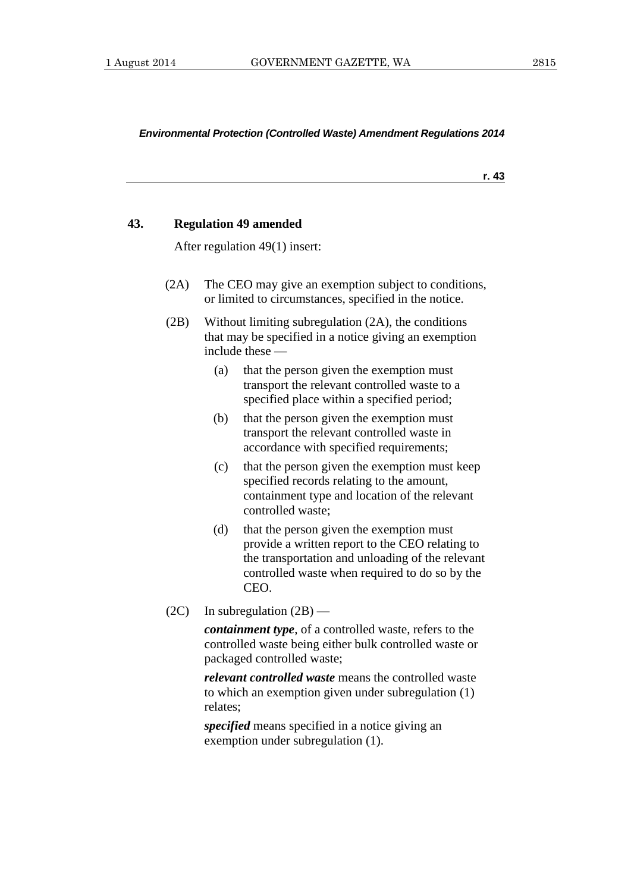## 43. Regulation 49 amended

After regulation 49(1) insert:

(2A) The CEO may give an exemption subject to conditions, or limited to circumstances, specified in the notice.

(2B) Without limiting subregulation (2A), the conditions that may be specified in a notice giving an exemption include these —

- (a) that the person given the exemption must transport the relevant controlled waste to a specified place within a specified period;
- (b) that the person given the exemption must transport the relevant controlled waste in accordance with specified requirements;
- (c) that the person given the exemption must keep specified records relating to the amount, containment type and location of the relevant controlled waste;
- (d) that the person given the exemption must provide a written report to the CEO relating to the transportation and unloading of the relevant controlled waste when required to do so by the CEO.

(2C) In subregulation (2B) —

***containment type***, of a controlled waste, refers to the controlled waste being either bulk controlled waste or packaged controlled waste;

***relevant controlled waste*** means the controlled waste to which an exemption given under subregulation (1) relates;

***specified*** means specified in a notice giving an exemption under subregulation (1).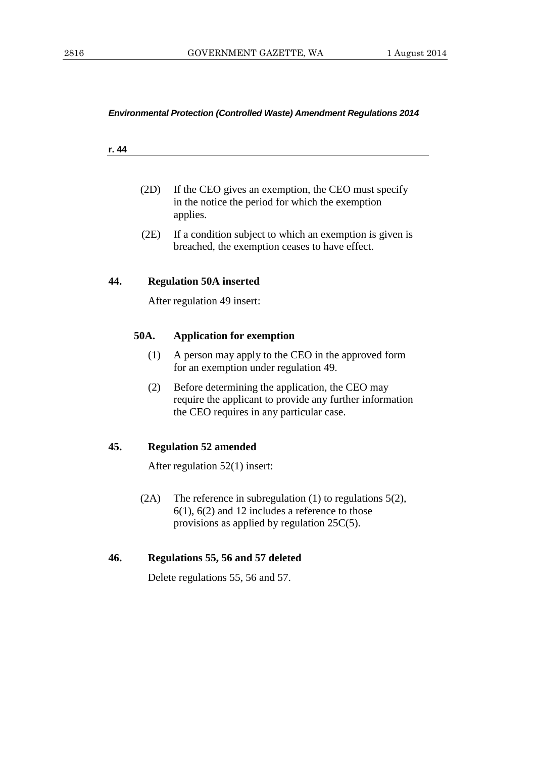(2D) If the CEO gives an exemption, the CEO must specify in the notice the period for which the exemption applies.

(2E) If a condition subject to which an exemption is given is breached, the exemption ceases to have effect.

### 44. Regulation 50A inserted

After regulation 49 insert:

#### 50A. Application for exemption

(1) A person may apply to the CEO in the approved form for an exemption under regulation 49.

(2) Before determining the application, the CEO may require the applicant to provide any further information the CEO requires in any particular case.

### 45. Regulation 52 amended

After regulation 52(1) insert:

(2A) The reference in subregulation (1) to regulations 5(2), 6(1), 6(2) and 12 includes a reference to those provisions as applied by regulation 25C(5).

### 46. Regulations 55, 56 and 57 deleted

Delete regulations 55, 56 and 57.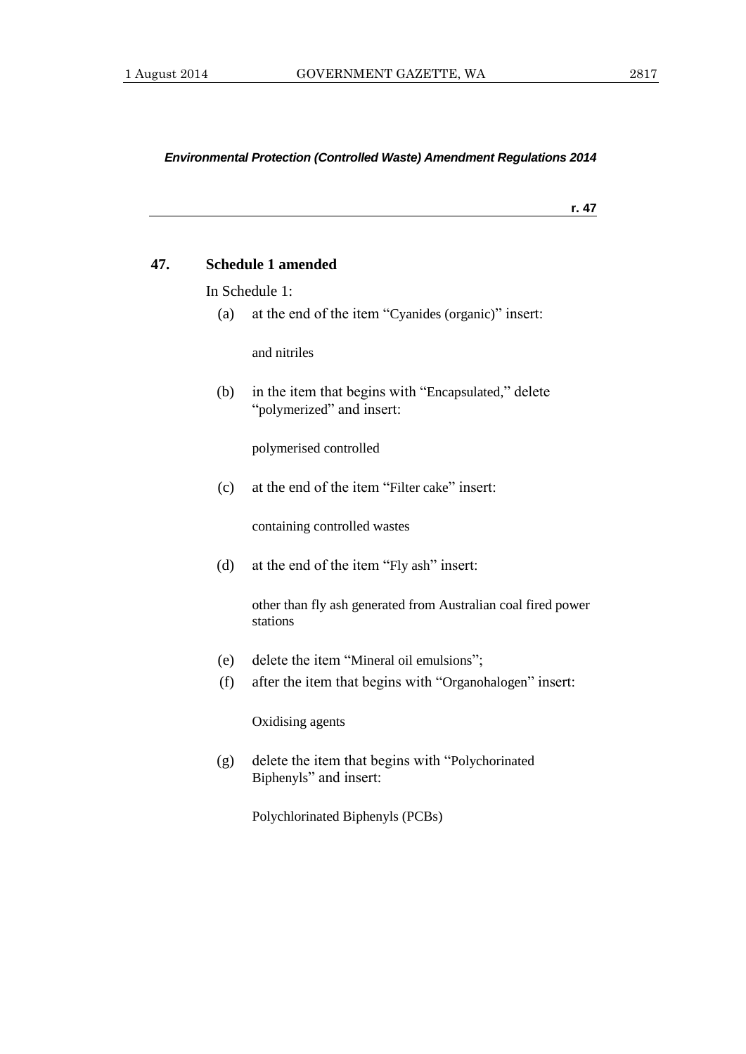*Environmental Protection (Controlled Waste) Amendment Regulations 2014*

**r. 47**

**47. Schedule 1 amended**

In Schedule 1:

(a) at the end of the item "Cyanides (organic)" insert:

> and nitriles

(b) in the item that begins with "Encapsulated," delete "polymerized" and insert:

> polymerised controlled

(c) at the end of the item "Filter cake" insert:

> containing controlled wastes

(d) at the end of the item "Fly ash" insert:

> other than fly ash generated from Australian coal fired power stations

(e) delete the item "Mineral oil emulsions";

(f) after the item that begins with "Organohalogen" insert:

> Oxidising agents

(g) delete the item that begins with "Polychorinated Biphenyls" and insert:

> Polychlorinated Biphenyls (PCBs)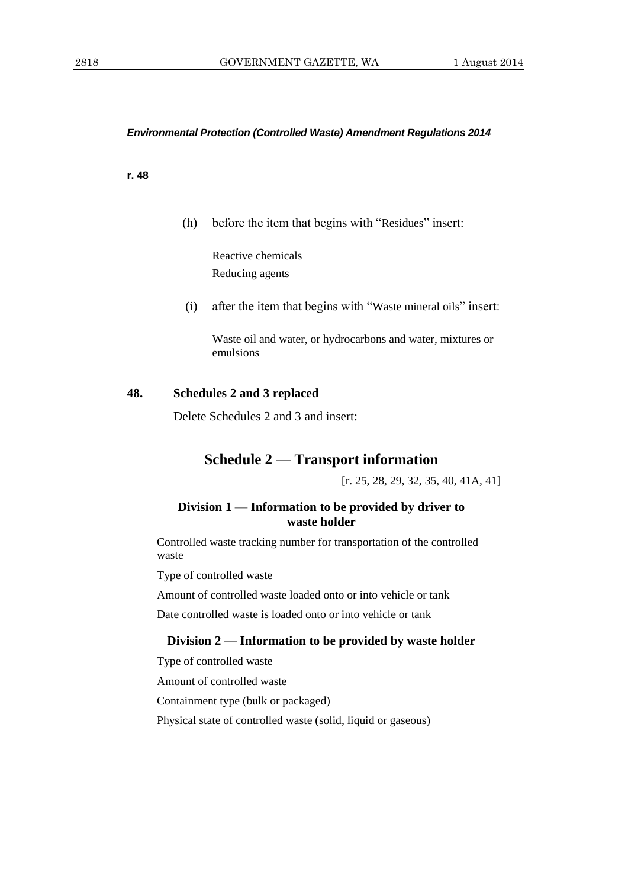(h) before the item that begins with "Residues" insert:

> Reactive chemicals
>
> Reducing agents

(i) after the item that begins with "Waste mineral oils" insert:

> Waste oil and water, or hydrocarbons and water, mixtures or emulsions

**48. Schedules 2 and 3 replaced**

Delete Schedules 2 and 3 and insert:

## Schedule 2 — Transport information

[r. 25, 28, 29, 32, 35, 40, 41A, 41]

### Division 1 — Information to be provided by driver to waste holder

Controlled waste tracking number for transportation of the controlled waste

Type of controlled waste

Amount of controlled waste loaded onto or into vehicle or tank

Date controlled waste is loaded onto or into vehicle or tank

### Division 2 — Information to be provided by waste holder

Type of controlled waste

Amount of controlled waste

Containment type (bulk or packaged)

Physical state of controlled waste (solid, liquid or gaseous)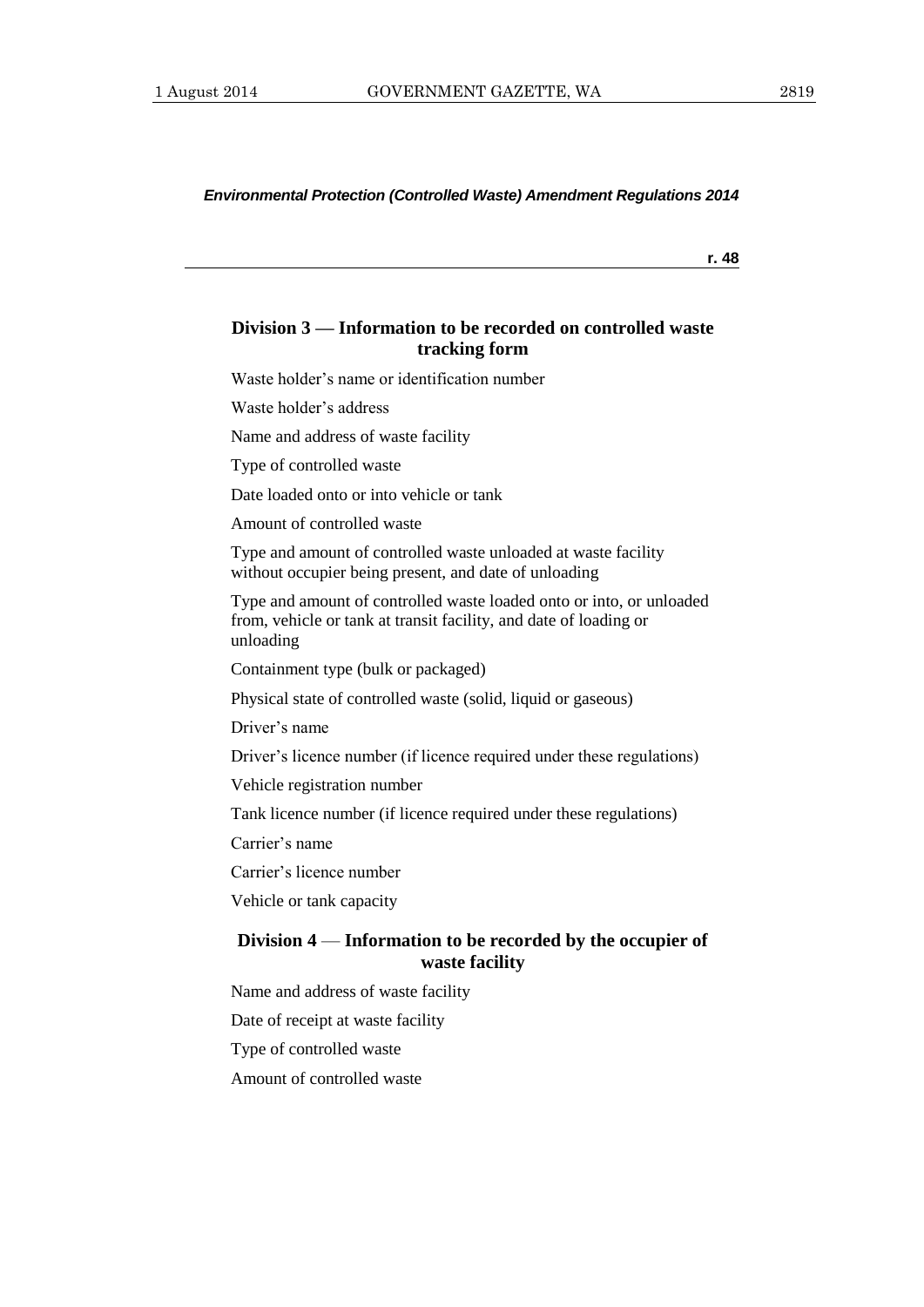## Division 3 — Information to be recorded on controlled waste tracking form

Waste holder's name or identification number

Waste holder's address

Name and address of waste facility

Type of controlled waste

Date loaded onto or into vehicle or tank

Amount of controlled waste

Type and amount of controlled waste unloaded at waste facility without occupier being present, and date of unloading

Type and amount of controlled waste loaded onto or into, or unloaded from, vehicle or tank at transit facility, and date of loading or unloading

Containment type (bulk or packaged)

Physical state of controlled waste (solid, liquid or gaseous)

Driver's name

Driver's licence number (if licence required under these regulations)

Vehicle registration number

Tank licence number (if licence required under these regulations)

Carrier's name

Carrier's licence number

Vehicle or tank capacity

## Division 4 — Information to be recorded by the occupier of waste facility

Name and address of waste facility

Date of receipt at waste facility

Type of controlled waste

Amount of controlled waste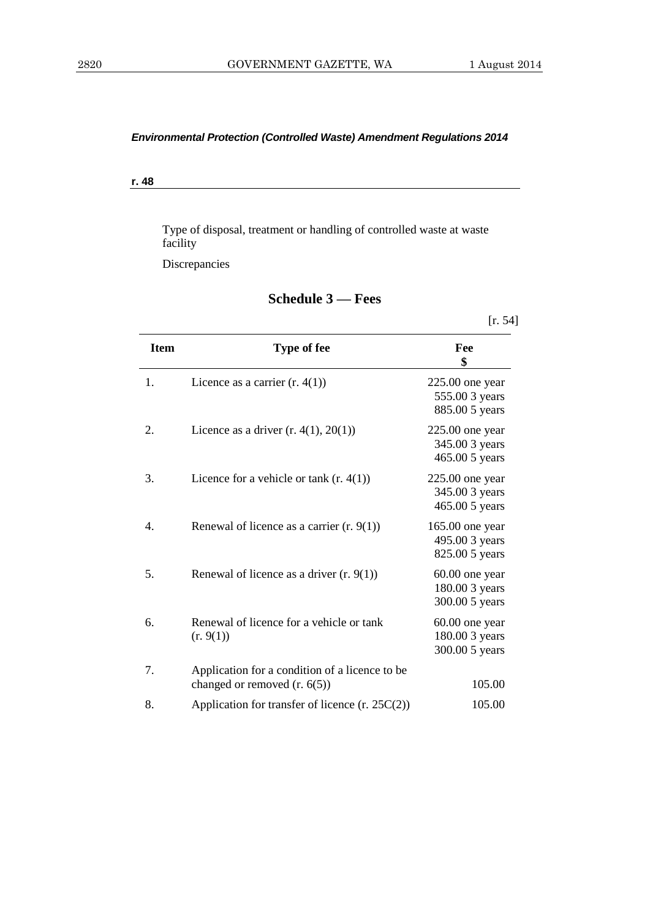*Environmental Protection (Controlled Waste) Amendment Regulations 2014*

**r. 48**

Type of disposal, treatment or handling of controlled waste at waste facility

Discrepancies

## Schedule 3 — Fees

[r. 54]

| Item | Type of fee | Fee $ |
|---|---|---|
| 1. | Licence as a carrier (r. 4(1)) | 225.00 one year<br>555.00 3 years<br>885.00 5 years |
| 2. | Licence as a driver (r. 4(1), 20(1)) | 225.00 one year<br>345.00 3 years<br>465.00 5 years |
| 3. | Licence for a vehicle or tank (r. 4(1)) | 225.00 one year<br>345.00 3 years<br>465.00 5 years |
| 4. | Renewal of licence as a carrier (r. 9(1)) | 165.00 one year<br>495.00 3 years<br>825.00 5 years |
| 5. | Renewal of licence as a driver (r. 9(1)) | 60.00 one year<br>180.00 3 years<br>300.00 5 years |
| 6. | Renewal of licence for a vehicle or tank (r. 9(1)) | 60.00 one year<br>180.00 3 years<br>300.00 5 years |
| 7. | Application for a condition of a licence to be changed or removed (r. 6(5)) | 105.00 |
| 8. | Application for transfer of licence (r. 25C(2)) | 105.00 |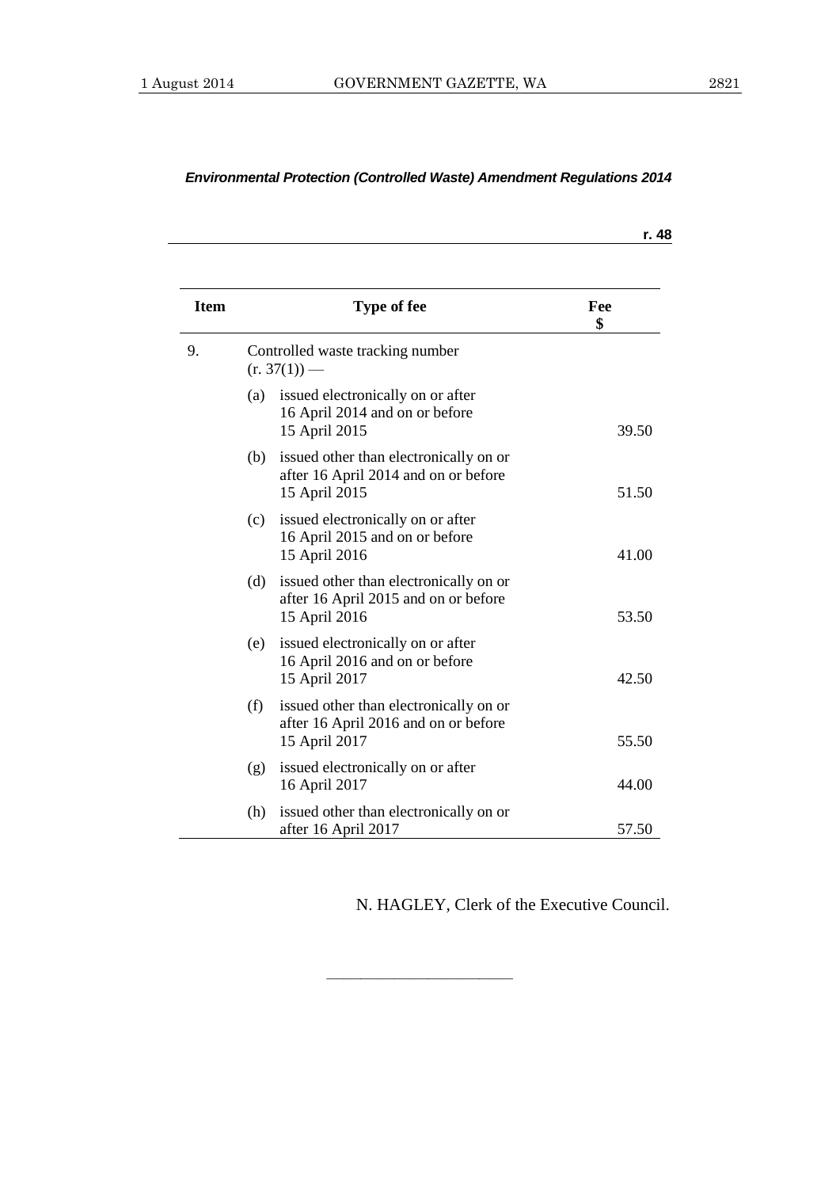*Environmental Protection (Controlled Waste) Amendment Regulations 2014*

**r. 48**

| Item | Type of fee | Fee $ |
|---|---|---|
| 9. | Controlled waste tracking number (r. 37(1)) — | |
| | (a) issued electronically on or after 16 April 2014 and on or before 15 April 2015 | 39.50 |
| | (b) issued other than electronically on or after 16 April 2014 and on or before 15 April 2015 | 51.50 |
| | (c) issued electronically on or after 16 April 2015 and on or before 15 April 2016 | 41.00 |
| | (d) issued other than electronically on or after 16 April 2015 and on or before 15 April 2016 | 53.50 |
| | (e) issued electronically on or after 16 April 2016 and on or before 15 April 2017 | 42.50 |
| | (f) issued other than electronically on or after 16 April 2016 and on or before 15 April 2017 | 55.50 |
| | (g) issued electronically on or after 16 April 2017 | 44.00 |
| | (h) issued other than electronically on or after 16 April 2017 | 57.50 |

N. HAGLEY, Clerk of the Executive Council.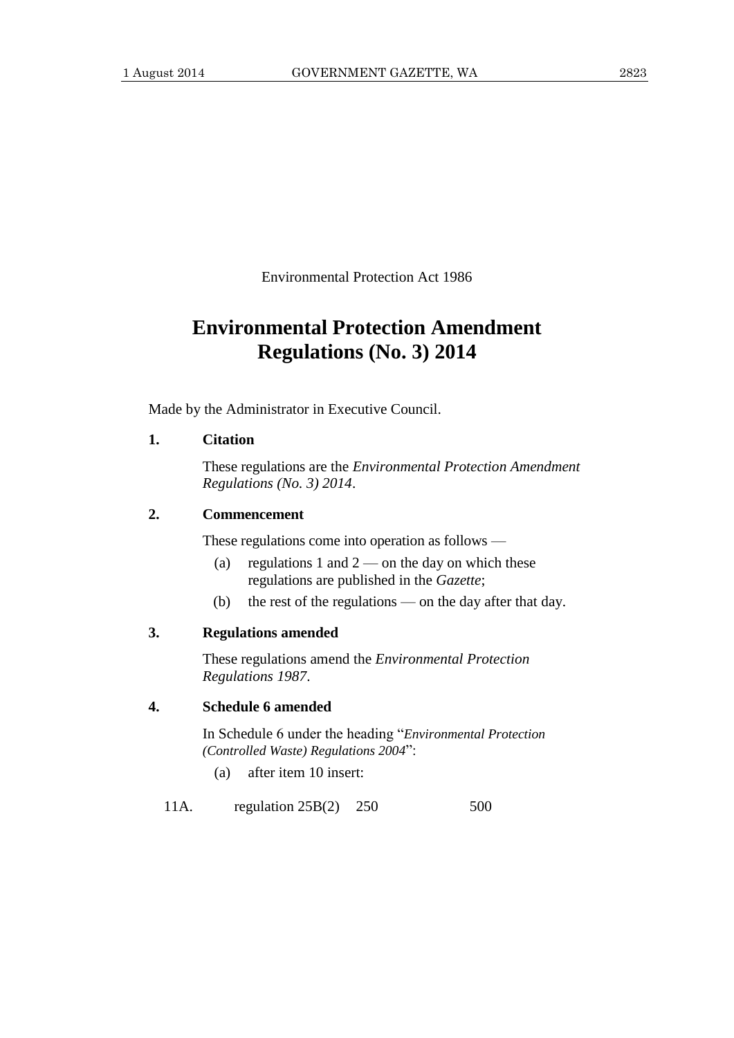Environmental Protection Act 1986

# Environmental Protection Amendment Regulations (No. 3) 2014

Made by the Administrator in Executive Council.

**1. Citation**

These regulations are the *Environmental Protection Amendment Regulations (No. 3) 2014*.

**2. Commencement**

These regulations come into operation as follows —

(a) regulations 1 and 2 — on the day on which these regulations are published in the *Gazette*;

(b) the rest of the regulations — on the day after that day.

**3. Regulations amended**

These regulations amend the *Environmental Protection Regulations 1987*.

**4. Schedule 6 amended**

In Schedule 6 under the heading "*Environmental Protection (Controlled Waste) Regulations 2004*":

(a) after item 10 insert:

| | | | |
|---|---|---|---|
| 11A. | regulation 25B(2) | 250 | 500 |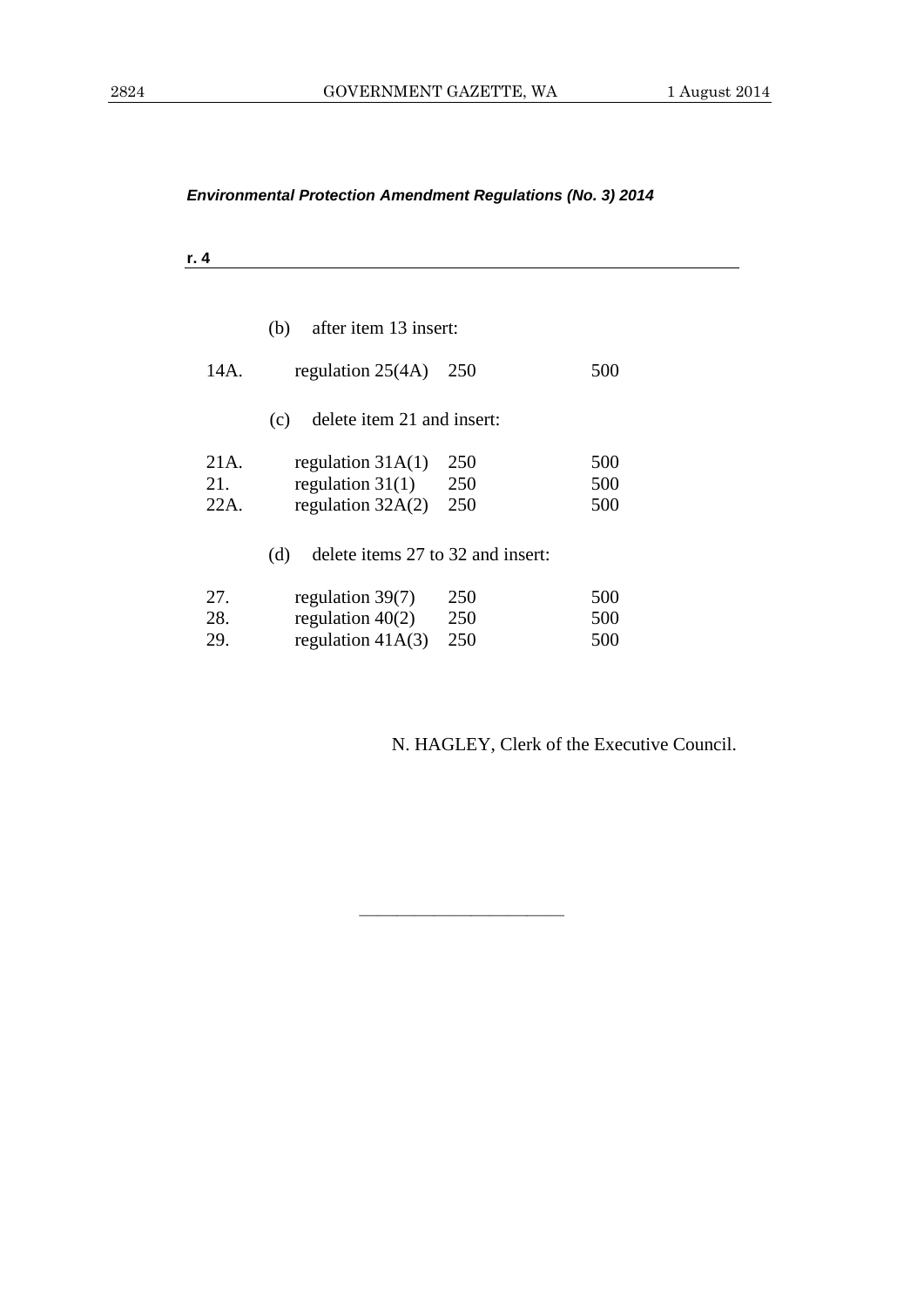*Environmental Protection Amendment Regulations (No. 3) 2014*

**r. 4**

(b) after item 13 insert:

| | | | |
|---|---|---|---|
| 14A. | regulation 25(4A) | 250 | 500 |

(c) delete item 21 and insert:

| | | | |
|---|---|---|---|
| 21A. | regulation 31A(1) | 250 | 500 |
| 21. | regulation 31(1) | 250 | 500 |
| 22A. | regulation 32A(2) | 250 | 500 |

(d) delete items 27 to 32 and insert:

| | | | |
|---|---|---|---|
| 27. | regulation 39(7) | 250 | 500 |
| 28. | regulation 40(2) | 250 | 500 |
| 29. | regulation 41A(3) | 250 | 500 |

N. HAGLEY, Clerk of the Executive Council.

———————————